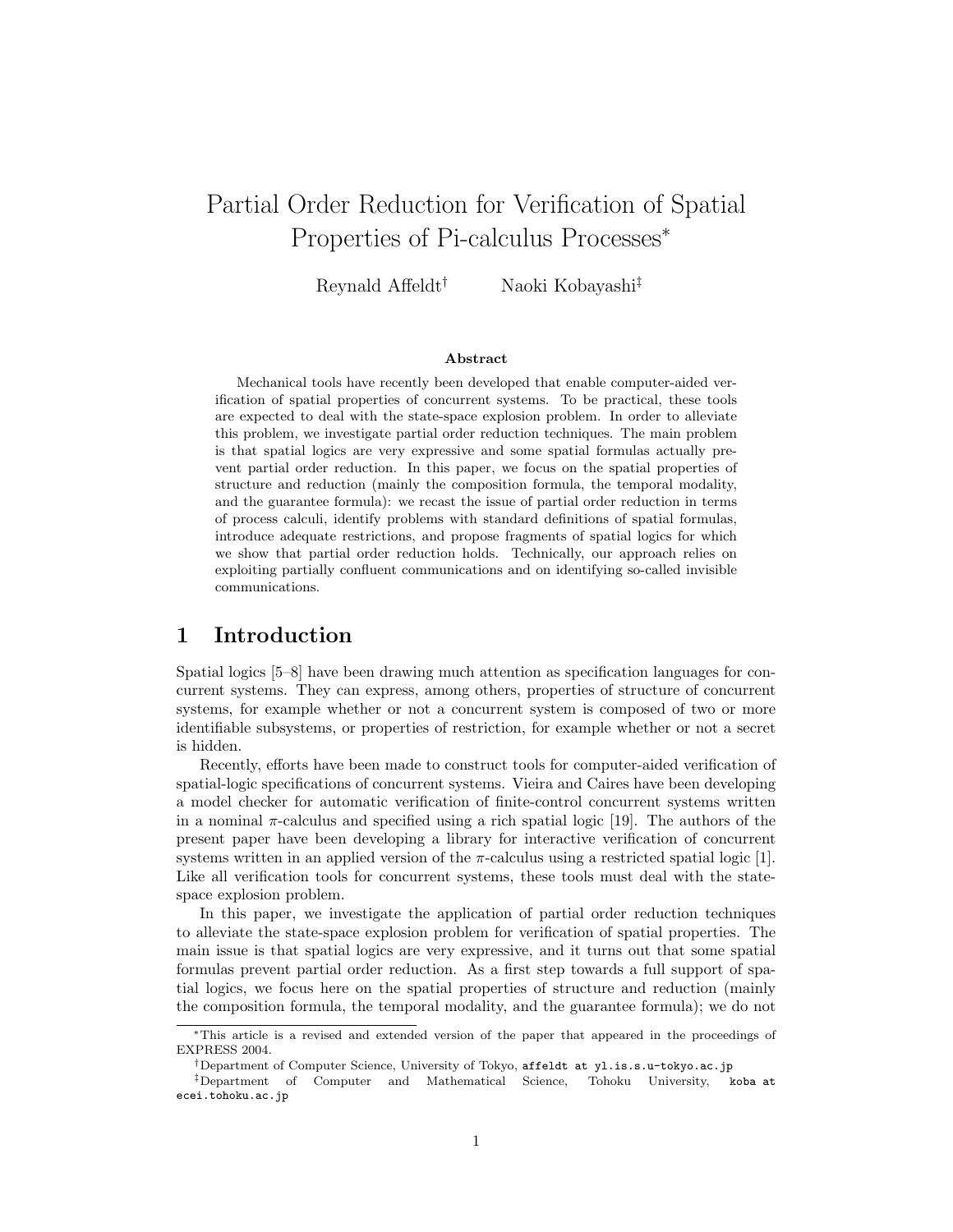# Partial Order Reduction for Verification of Spatial Properties of Pi-calculus Processes*

Reynald Affeldt† Naoki Kobayashi‡

### Abstract

Mechanical tools have recently been developed that enable computer-aided verification of spatial properties of concurrent systems. To be practical, these tools are expected to deal with the state-space explosion problem. In order to alleviate this problem, we investigate partial order reduction techniques. The main problem is that spatial logics are very expressive and some spatial formulas actually prevent partial order reduction. In this paper, we focus on the spatial properties of structure and reduction (mainly the composition formula, the temporal modality, and the guarantee formula): we recast the issue of partial order reduction in terms of process calculi, identify problems with standard definitions of spatial formulas, introduce adequate restrictions, and propose fragments of spatial logics for which we show that partial order reduction holds. Technically, our approach relies on exploiting partially confluent communications and on identifying so-called invisible communications.

## 1 Introduction

Spatial logics [5–8] have been drawing much attention as specification languages for concurrent systems. They can express, among others, properties of structure of concurrent systems, for example whether or not a concurrent system is composed of two or more identifiable subsystems, or properties of restriction, for example whether or not a secret is hidden.

Recently, efforts have been made to construct tools for computer-aided verification of spatial-logic specifications of concurrent systems. Vieira and Caires have been developing a model checker for automatic verification of finite-control concurrent systems written in a nominal $\pi$-calculus and specified using a rich spatial logic [19]. The authors of the present paper have been developing a library for interactive verification of concurrent systems written in an applied version of the $\pi$-calculus using a restricted spatial logic [1]. Like all verification tools for concurrent systems, these tools must deal with the state-space explosion problem.

In this paper, we investigate the application of partial order reduction techniques to alleviate the state-space explosion problem for verification of spatial properties. The main issue is that spatial logics are very expressive, and it turns out that some spatial formulas prevent partial order reduction. As a first step towards a full support of spatial logics, we focus here on the spatial properties of structure and reduction (mainly the composition formula, the temporal modality, and the guarantee formula); we do not

*This article is a revised and extended version of the paper that appeared in the proceedings of EXPRESS 2004.

†Department of Computer Science, University of Tokyo, affeldt at yl.is.s.u-tokyo.ac.jp

‡Department of Computer and Mathematical Science, Tohoku University, koba at ecei.tohoku.ac.jp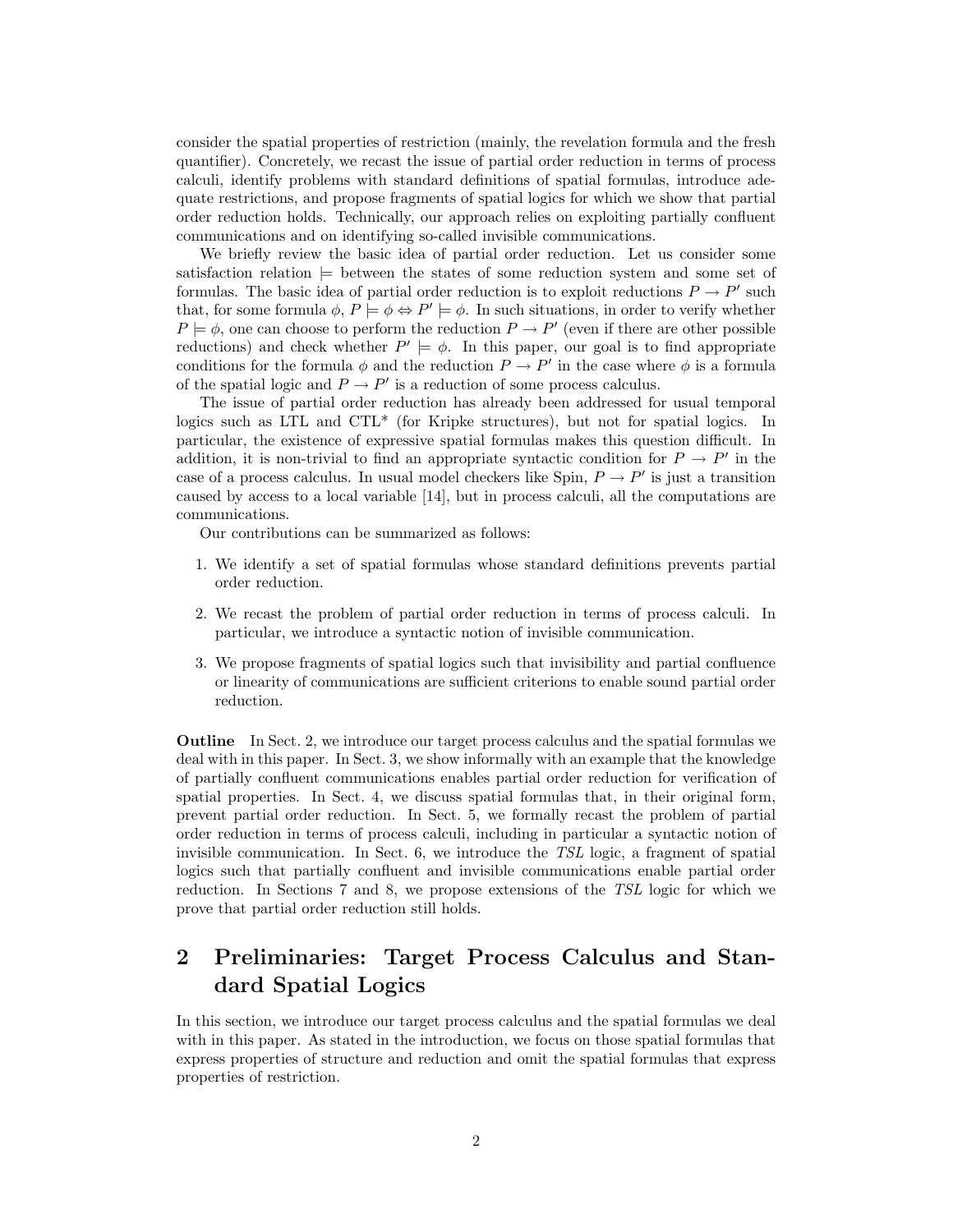consider the spatial properties of restriction (mainly, the revelation formula and the fresh quantifier). Concretely, we recast the issue of partial order reduction in terms of process calculi, identify problems with standard definitions of spatial formulas, introduce adequate restrictions, and propose fragments of spatial logics for which we show that partial order reduction holds. Technically, our approach relies on exploiting partially confluent communications and on identifying so-called invisible communications.

We briefly review the basic idea of partial order reduction. Let us consider some satisfaction relation $\models$ between the states of some reduction system and some set of formulas. The basic idea of partial order reduction is to exploit reductions $P \to P'$ such that, for some formula $\phi$, $P \models \phi \Leftrightarrow P' \models \phi$. In such situations, in order to verify whether $P \models \phi$, one can choose to perform the reduction $P \to P'$ (even if there are other possible reductions) and check whether $P' \models \phi$. In this paper, our goal is to find appropriate conditions for the formula $\phi$ and the reduction $P \to P'$ in the case where $\phi$ is a formula of the spatial logic and $P \to P'$ is a reduction of some process calculus.

The issue of partial order reduction has already been addressed for usual temporal logics such as LTL and CTL* (for Kripke structures), but not for spatial logics. In particular, the existence of expressive spatial formulas makes this question difficult. In addition, it is non-trivial to find an appropriate syntactic condition for $P \to P'$ in the case of a process calculus. In usual model checkers like Spin, $P \to P'$ is just a transition caused by access to a local variable [14], but in process calculi, all the computations are communications.

Our contributions can be summarized as follows:

1. We identify a set of spatial formulas whose standard definitions prevents partial order reduction.
2. We recast the problem of partial order reduction in terms of process calculi. In particular, we introduce a syntactic notion of invisible communication.
3. We propose fragments of spatial logics such that invisibility and partial confluence or linearity of communications are sufficient criterions to enable sound partial order reduction.

**Outline** In Sect. 2, we introduce our target process calculus and the spatial formulas we deal with in this paper. In Sect. 3, we show informally with an example that the knowledge of partially confluent communications enables partial order reduction for verification of spatial properties. In Sect. 4, we discuss spatial formulas that, in their original form, prevent partial order reduction. In Sect. 5, we formally recast the problem of partial order reduction in terms of process calculi, including in particular a syntactic notion of invisible communication. In Sect. 6, we introduce the *TSL* logic, a fragment of spatial logics such that partially confluent and invisible communications enable partial order reduction. In Sections 7 and 8, we propose extensions of the *TSL* logic for which we prove that partial order reduction still holds.

## 2 Preliminaries: Target Process Calculus and Standard Spatial Logics

In this section, we introduce our target process calculus and the spatial formulas we deal with in this paper. As stated in the introduction, we focus on those spatial formulas that express properties of structure and reduction and omit the spatial formulas that express properties of restriction.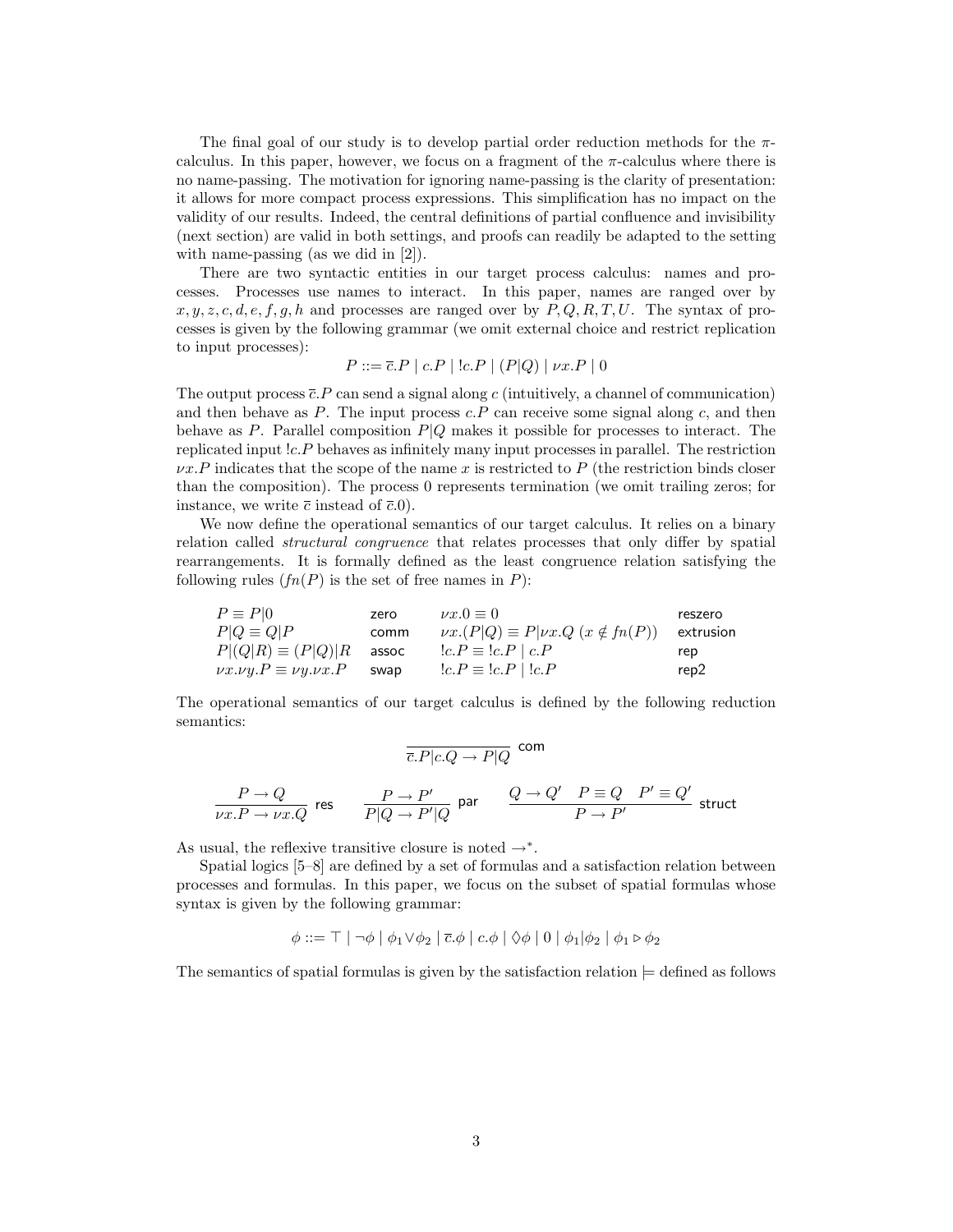The final goal of our study is to develop partial order reduction methods for the $\pi$-calculus. In this paper, however, we focus on a fragment of the $\pi$-calculus where there is no name-passing. The motivation for ignoring name-passing is the clarity of presentation: it allows for more compact process expressions. This simplification has no impact on the validity of our results. Indeed, the central definitions of partial confluence and invisibility (next section) are valid in both settings, and proofs can readily be adapted to the setting with name-passing (as we did in [2]).

There are two syntactic entities in our target process calculus: names and processes. Processes use names to interact. In this paper, names are ranged over by $x, y, z, c, d, e, f, g, h$ and processes are ranged over by $P, Q, R, T, U$. The syntax of processes is given by the following grammar (we omit external choice and restrict replication to input processes):

$$P ::= \overline{c}.P \mid c.P \mid !c.P \mid (P|Q) \mid \nu x.P \mid 0$$

The output process $\overline{c}.P$ can send a signal along $c$ (intuitively, a channel of communication) and then behave as $P$. The input process $c.P$ can receive some signal along $c$, and then behave as $P$. Parallel composition $P|Q$ makes it possible for processes to interact. The replicated input $!c.P$ behaves as infinitely many input processes in parallel. The restriction $\nu x.P$ indicates that the scope of the name $x$ is restricted to $P$ (the restriction binds closer than the composition). The process 0 represents termination (we omit trailing zeros; for instance, we write $\overline{c}$ instead of $\overline{c}.0$).

We now define the operational semantics of our target calculus. It relies on a binary relation called *structural congruence* that relates processes that only differ by spatial rearrangements. It is formally defined as the least congruence relation satisfying the following rules ($fn(P)$ is the set of free names in $P$):

| | | | |
|---|---|---|---|
| $P \equiv P\|0$ | zero | $\nu x.0 \equiv 0$ | reszero |
| $P\|Q \equiv Q\|P$ | comm | $\nu x.(P\|Q) \equiv P\|\nu x.Q \ (x \notin fn(P))$ | extrusion |
| $P\|(Q\|R) \equiv (P\|Q)\|R$ | assoc | $!c.P \equiv !c.P \mid c.P$ | rep |
| $\nu x.\nu y.P \equiv \nu y.\nu x.P$ | swap | $!c.P \equiv !c.P \mid !c.P$ | rep2 |

The operational semantics of our target calculus is defined by the following reduction semantics:

$$\frac{}{\overline{c}.P|c.Q \rightarrow P|Q}\ \textsf{com}$$

$$\frac{P \rightarrow Q}{\nu x.P \rightarrow \nu x.Q}\ \textsf{res} \qquad \frac{P \rightarrow P'}{P|Q \rightarrow P'|Q}\ \textsf{par} \qquad \frac{Q \rightarrow Q' \quad P \equiv Q \quad P' \equiv Q'}{P \rightarrow P'}\ \textsf{struct}$$

As usual, the reflexive transitive closure is noted $\rightarrow^*$.

Spatial logics [5–8] are defined by a set of formulas and a satisfaction relation between processes and formulas. In this paper, we focus on the subset of spatial formulas whose syntax is given by the following grammar:

$$\phi ::= \top \mid \neg\phi \mid \phi_1 \vee \phi_2 \mid \overline{c}.\phi \mid c.\phi \mid \Diamond\phi \mid 0 \mid \phi_1|\phi_2 \mid \phi_1 \triangleright \phi_2$$

The semantics of spatial formulas is given by the satisfaction relation $\models$ defined as follows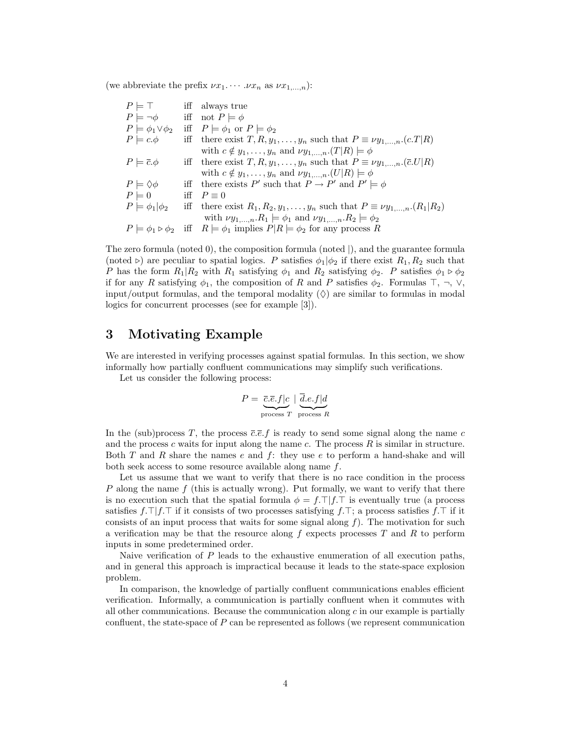(we abbreviate the prefix $\nu x_1. \cdots .\nu x_n$ as $\nu x_{1,\ldots,n}$):

| | | |
|---|---|---|
| $P \models \top$ | iff | always true |
| $P \models \neg\phi$ | iff | not $P \models \phi$ |
| $P \models \phi_1 \vee \phi_2$ | iff | $P \models \phi_1$ or $P \models \phi_2$ |
| $P \models c.\phi$ | iff | there exist $T, R, y_1, \ldots, y_n$ such that $P \equiv \nu y_{1,\ldots,n}.(c.T \vert R)$ with $c \notin y_1, \ldots, y_n$ and $\nu y_{1,\ldots,n}.(T \vert R) \models \phi$ |
| $P \models \overline{c}.\phi$ | iff | there exist $T, R, y_1, \ldots, y_n$ such that $P \equiv \nu y_{1,\ldots,n}.(\overline{c}.U \vert R)$ with $c \notin y_1, \ldots, y_n$ and $\nu y_{1,\ldots,n}.(U \vert R) \models \phi$ |
| $P \models \Diamond\phi$ | iff | there exists $P'$ such that $P \rightarrow P'$ and $P' \models \phi$ |
| $P \models 0$ | iff | $P \equiv 0$ |
| $P \models \phi_1 \vert \phi_2$ | iff | there exist $R_1, R_2, y_1, \ldots, y_n$ such that $P \equiv \nu y_{1,\ldots,n}.(R_1 \vert R_2)$ with $\nu y_{1,\ldots,n}.R_1 \models \phi_1$ and $\nu y_{1,\ldots,n}.R_2 \models \phi_2$ |
| $P \models \phi_1 \triangleright \phi_2$ | iff | $R \models \phi_1$ implies $P \vert R \models \phi_2$ for any process $R$ |

The zero formula (noted 0), the composition formula (noted |), and the guarantee formula (noted $\triangleright$) are peculiar to spatial logics. $P$ satisfies $\phi_1|\phi_2$ if there exist $R_1, R_2$ such that $P$ has the form $R_1|R_2$ with $R_1$ satisfying $\phi_1$ and $R_2$ satisfying $\phi_2$. $P$ satisfies $\phi_1 \triangleright \phi_2$ if for any $R$ satisfying $\phi_1$, the composition of $R$ and $P$ satisfies $\phi_2$. Formulas $\top$, $\neg$, $\vee$, input/output formulas, and the temporal modality ($\Diamond$) are similar to formulas in modal logics for concurrent processes (see for example [3]).

# 3 Motivating Example

We are interested in verifying processes against spatial formulas. In this section, we show informally how partially confluent communications may simplify such verifications.

Let us consider the following process:

$$P = \underbrace{\overline{c}.\overline{e}.f|c}_{\text{process } T} \mid \underbrace{\overline{d}.e.f|d}_{\text{process } R}$$

In the (sub)process $T$, the process $\overline{c}.\overline{e}.f$ is ready to send some signal along the name $c$ and the process $c$ waits for input along the name $c$. The process $R$ is similar in structure. Both $T$ and $R$ share the names $e$ and $f$: they use $e$ to perform a hand-shake and will both seek access to some resource available along name $f$.

Let us assume that we want to verify that there is no race condition in the process $P$ along the name $f$ (this is actually wrong). Put formally, we want to verify that there is no execution such that the spatial formula $\phi = f.\top|f.\top$ is eventually true (a process satisfies $f.\top|f.\top$ if it consists of two processes satisfying $f.\top$; a process satisfies $f.\top$ if it consists of an input process that waits for some signal along $f$). The motivation for such a verification may be that the resource along $f$ expects processes $T$ and $R$ to perform inputs in some predetermined order.

Naive verification of $P$ leads to the exhaustive enumeration of all execution paths, and in general this approach is impractical because it leads to the state-space explosion problem.

In comparison, the knowledge of partially confluent communications enables efficient verification. Informally, a communication is partially confluent when it commutes with all other communications. Because the communication along $c$ in our example is partially confluent, the state-space of $P$ can be represented as follows (we represent communication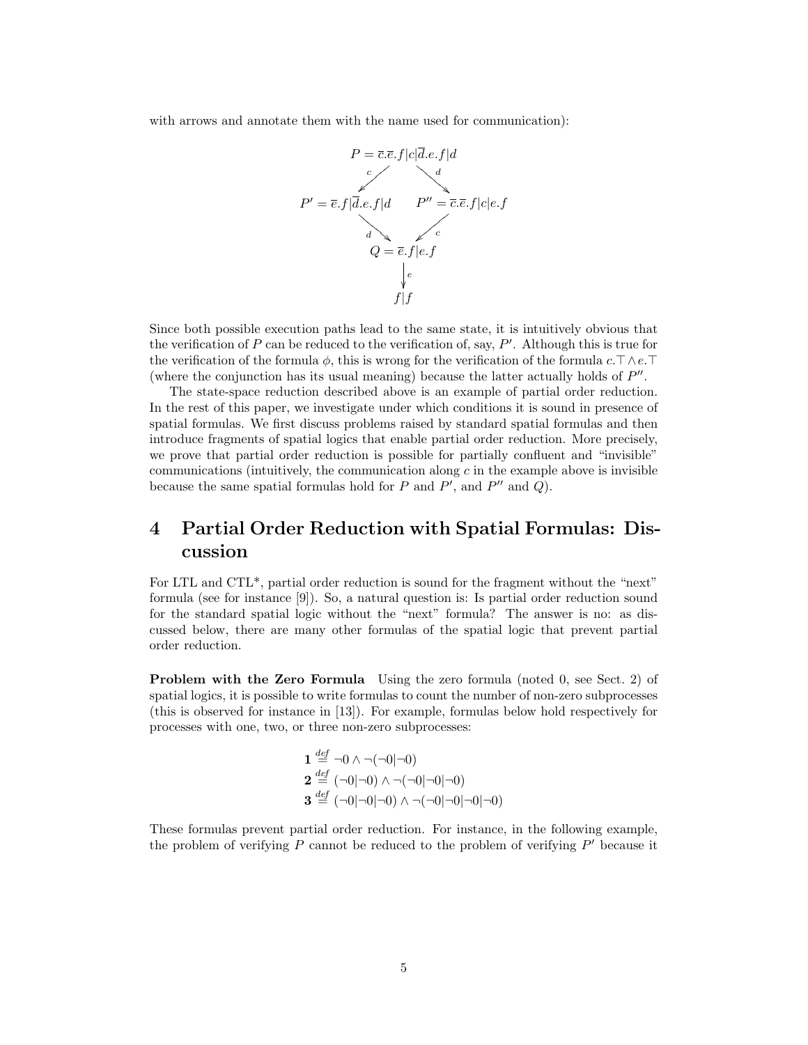with arrows and annotate them with the name used for communication):

$$
\begin{array}{ccc}
 & P = \overline{c}.\overline{e}.f|c|\overline{d}.e.f|d & \\
 \swarrow^{c} & & \searrow^{d} \\
P' = \overline{e}.f|\overline{d}.e.f|d & & P'' = \overline{c}.\overline{e}.f|c|e.f \\
 \searrow^{d} & & \swarrow^{c} \\
 & Q = \overline{e}.f|e.f & \\
 & \downarrow e & \\
 & f|f &
\end{array}
$$

Since both possible execution paths lead to the same state, it is intuitively obvious that the verification of $P$ can be reduced to the verification of, say, $P'$. Although this is true for the verification of the formula $\phi$, this is wrong for the verification of the formula $c.\top \wedge e.\top$ (where the conjunction has its usual meaning) because the latter actually holds of $P''$.

The state-space reduction described above is an example of partial order reduction. In the rest of this paper, we investigate under which conditions it is sound in presence of spatial formulas. We first discuss problems raised by standard spatial formulas and then introduce fragments of spatial logics that enable partial order reduction. More precisely, we prove that partial order reduction is possible for partially confluent and "invisible" communications (intuitively, the communication along $c$ in the example above is invisible because the same spatial formulas hold for $P$ and $P'$, and $P''$ and $Q$).

# 4 Partial Order Reduction with Spatial Formulas: Discussion

For LTL and CTL*, partial order reduction is sound for the fragment without the "next" formula (see for instance [9]). So, a natural question is: Is partial order reduction sound for the standard spatial logic without the "next" formula? The answer is no: as discussed below, there are many other formulas of the spatial logic that prevent partial order reduction.

**Problem with the Zero Formula** Using the zero formula (noted 0, see Sect. 2) of spatial logics, it is possible to write formulas to count the number of non-zero subprocesses (this is observed for instance in [13]). For example, formulas below hold respectively for processes with one, two, or three non-zero subprocesses:

$$
\begin{aligned}
\mathbf{1} &\stackrel{def}{=} \neg 0 \wedge \neg(\neg 0|\neg 0) \\
\mathbf{2} &\stackrel{def}{=} (\neg 0|\neg 0) \wedge \neg(\neg 0|\neg 0|\neg 0) \\
\mathbf{3} &\stackrel{def}{=} (\neg 0|\neg 0|\neg 0) \wedge \neg(\neg 0|\neg 0|\neg 0|\neg 0)
\end{aligned}
$$

These formulas prevent partial order reduction. For instance, in the following example, the problem of verifying $P$ cannot be reduced to the problem of verifying $P'$ because it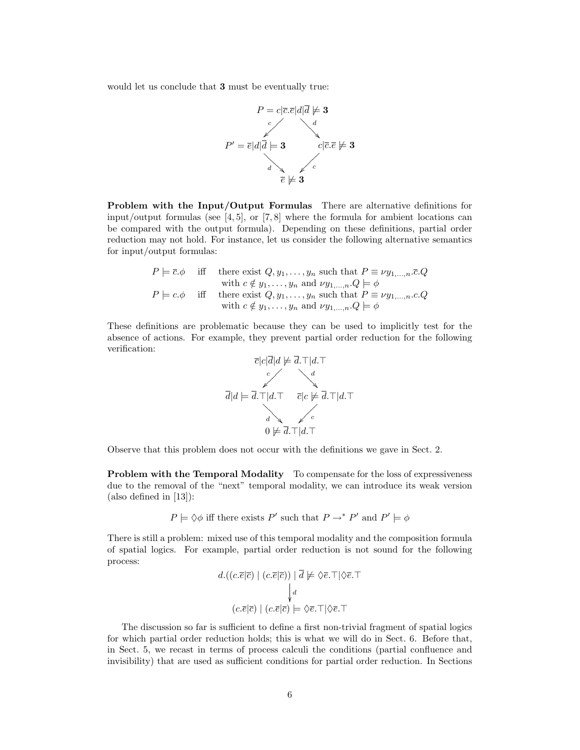would let us conclude that **3** must be eventually true:

$$\begin{array}{ccccc}
 & & P = c|\overline{c}.\overline{e}|d|\overline{d} \not\models \mathbf{3} & & \\
 & \swarrow_{c} & & \searrow_{d} & \\
P' = \overline{e}|d|\overline{d} \models \mathbf{3} & & & & c|\overline{c}.\overline{e} \not\models \mathbf{3} \\
 & \searrow_{d} & & \swarrow_{c} & \\
 & & \overline{e} \not\models \mathbf{3} & &
\end{array}$$

**Problem with the Input/Output Formulas** There are alternative definitions for input/output formulas (see [4, 5], or [7, 8] where the formula for ambient locations can be compared with the output formula). Depending on these definitions, partial order reduction may not hold. For instance, let us consider the following alternative semantics for input/output formulas:

$$\begin{array}{lll}
P \models \overline{c}.\phi & \text{iff} & \text{there exist } Q, y_1, \ldots, y_n \text{ such that } P \equiv \nu y_{1,\ldots,n}.\overline{c}.Q \\
 & & \text{with } c \notin y_1, \ldots, y_n \text{ and } \nu y_{1,\ldots,n}.Q \models \phi \\
P \models c.\phi & \text{iff} & \text{there exist } Q, y_1, \ldots, y_n \text{ such that } P \equiv \nu y_{1,\ldots,n}.c.Q \\
 & & \text{with } c \notin y_1, \ldots, y_n \text{ and } \nu y_{1,\ldots,n}.Q \models \phi
\end{array}$$

These definitions are problematic because they can be used to implicitly test for the absence of actions. For example, they prevent partial order reduction for the following verification:

$$\begin{array}{ccccc}
 & & \overline{c}|c|\overline{d}|d \not\models \overline{d}.\top|d.\top & & \\
 & \swarrow_{c} & & \searrow_{d} & \\
\overline{d}|d \models \overline{d}.\top|d.\top & & & & \overline{c}|c \not\models \overline{d}.\top|d.\top \\
 & \searrow_{d} & & \swarrow_{c} & \\
 & & 0 \not\models \overline{d}.\top|d.\top & &
\end{array}$$

Observe that this problem does not occur with the definitions we gave in Sect. 2.

**Problem with the Temporal Modality** To compensate for the loss of expressiveness due to the removal of the "next" temporal modality, we can introduce its weak version (also defined in [13]):

$$P \models \Diamond\phi \text{ iff there exists } P' \text{ such that } P \rightarrow^* P' \text{ and } P' \models \phi$$

There is still a problem: mixed use of this temporal modality and the composition formula of spatial logics. For example, partial order reduction is not sound for the following process:

$$\begin{array}{c}
d.((c.\overline{e}|\overline{c}) \mid (c.\overline{e}|\overline{c})) \mid \overline{d} \not\models \Diamond\overline{e}.\top|\Diamond\overline{e}.\top \\
\big\downarrow d \\
(c.\overline{e}|\overline{c}) \mid (c.\overline{e}|\overline{c}) \models \Diamond\overline{e}.\top|\Diamond\overline{e}.\top
\end{array}$$

The discussion so far is sufficient to define a first non-trivial fragment of spatial logics for which partial order reduction holds; this is what we will do in Sect. 6. Before that, in Sect. 5, we recast in terms of process calculi the conditions (partial confluence and invisibility) that are used as sufficient conditions for partial order reduction. In Sections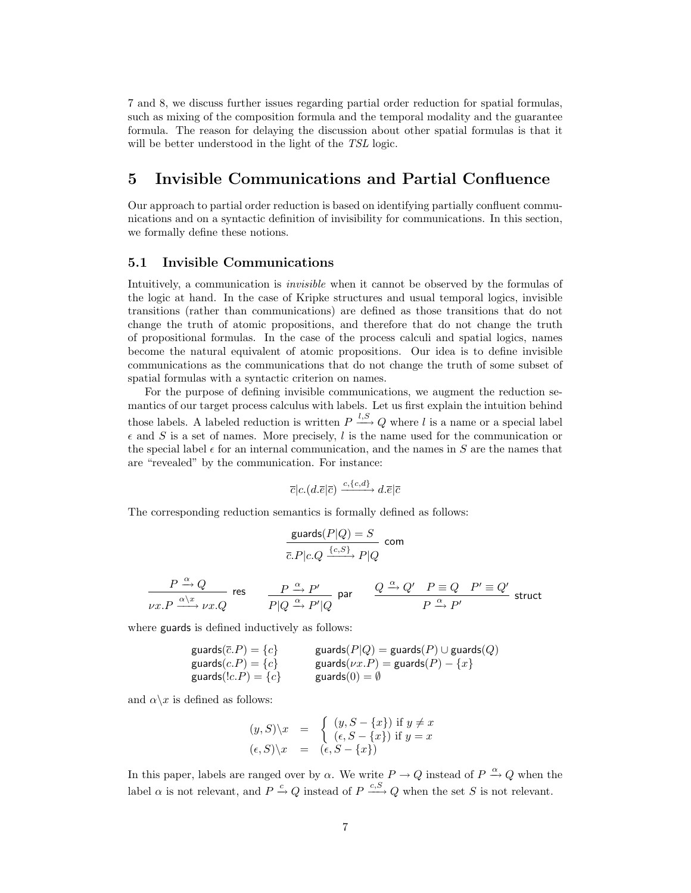7 and 8, we discuss further issues regarding partial order reduction for spatial formulas, such as mixing of the composition formula and the temporal modality and the guarantee formula. The reason for delaying the discussion about other spatial formulas is that it will be better understood in the light of the *TSL* logic.

## 5 Invisible Communications and Partial Confluence

Our approach to partial order reduction is based on identifying partially confluent communications and on a syntactic definition of invisibility for communications. In this section, we formally define these notions.

### 5.1 Invisible Communications

Intuitively, a communication is *invisible* when it cannot be observed by the formulas of the logic at hand. In the case of Kripke structures and usual temporal logics, invisible transitions (rather than communications) are defined as those transitions that do not change the truth of atomic propositions, and therefore that do not change the truth of propositional formulas. In the case of the process calculi and spatial logics, names become the natural equivalent of atomic propositions. Our idea is to define invisible communications as the communications that do not change the truth of some subset of spatial formulas with a syntactic criterion on names.

For the purpose of defining invisible communications, we augment the reduction semantics of our target process calculus with labels. Let us first explain the intuition behind those labels. A labeled reduction is written $P \xrightarrow{l,S} Q$ where $l$ is a name or a special label $\epsilon$ and $S$ is a set of names. More precisely, $l$ is the name used for the communication or the special label $\epsilon$ for an internal communication, and the names in $S$ are the names that are "revealed" by the communication. For instance:

$$\overline{c}|c.(d.\overline{e}|\overline{c}) \xrightarrow{c,\{c,d\}} d.\overline{e}|\overline{c}$$

The corresponding reduction semantics is formally defined as follows:

$$\frac{\mathsf{guards}(P|Q) = S}{\overline{c}.P|c.Q \xrightarrow{\{c,S\}} P|Q}\ \mathsf{com}$$

$$\frac{P \xrightarrow{\alpha} Q}{\nu x.P \xrightarrow{\alpha\backslash x} \nu x.Q}\ \mathsf{res} \qquad \frac{P \xrightarrow{\alpha} P'}{P|Q \xrightarrow{\alpha} P'|Q}\ \mathsf{par} \qquad \frac{Q \xrightarrow{\alpha} Q' \quad P \equiv Q \quad P' \equiv Q'}{P \xrightarrow{\alpha} P'}\ \mathsf{struct}$$

where $\mathsf{guards}$ is defined inductively as follows:

$$\begin{array}{ll} \mathsf{guards}(\overline{c}.P) = \{c\} & \mathsf{guards}(P|Q) = \mathsf{guards}(P) \cup \mathsf{guards}(Q) \\ \mathsf{guards}(c.P) = \{c\} & \mathsf{guards}(\nu x.P) = \mathsf{guards}(P) - \{x\} \\ \mathsf{guards}(!c.P) = \{c\} & \mathsf{guards}(0) = \emptyset \end{array}$$

and $\alpha\backslash x$ is defined as follows:

$$\begin{array}{rcl} (y,S)\backslash x & = & \left\{ \begin{array}{l} (y, S - \{x\}) \text{ if } y \neq x \\ (\epsilon, S - \{x\}) \text{ if } y = x \end{array} \right. \\ (\epsilon,S)\backslash x & = & (\epsilon, S - \{x\}) \end{array}$$

In this paper, labels are ranged over by $\alpha$. We write $P \to Q$ instead of $P \xrightarrow{\alpha} Q$ when the label $\alpha$ is not relevant, and $P \xrightarrow{c} Q$ instead of $P \xrightarrow{c,S} Q$ when the set $S$ is not relevant.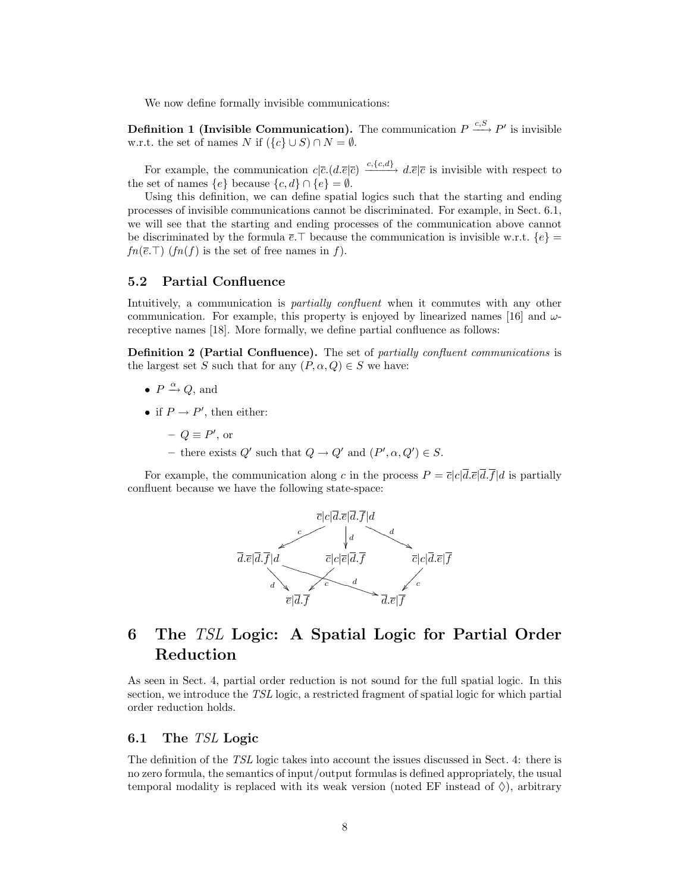We now define formally invisible communications:

**Definition 1 (Invisible Communication).** The communication $P \xrightarrow{c,S} P'$ is invisible w.r.t. the set of names $N$ if $(\{c\} \cup S) \cap N = \emptyset$.

For example, the communication $c|\overline{c}.(d.\overline{e}|\overline{c}) \xrightarrow{c,\{c,d\}} d.\overline{e}|\overline{c}$ is invisible with respect to the set of names $\{e\}$ because $\{c, d\} \cap \{e\} = \emptyset$.

Using this definition, we can define spatial logics such that the starting and ending processes of invisible communications cannot be discriminated. For example, in Sect. 6.1, we will see that the starting and ending processes of the communication above cannot be discriminated by the formula $\overline{e}.\top$ because the communication is invisible w.r.t. $\{e\} = fn(\overline{e}.\top)$ ($fn(f)$ is the set of free names in $f$).

## 5.2 Partial Confluence

Intuitively, a communication is *partially confluent* when it commutes with any other communication. For example, this property is enjoyed by linearized names [16] and $\omega$-receptive names [18]. More formally, we define partial confluence as follows:

**Definition 2 (Partial Confluence).** The set of *partially confluent communications* is the largest set $S$ such that for any $(P, \alpha, Q) \in S$ we have:

- $P \xrightarrow{\alpha} Q$, and
- if $P \to P'$, then either:
  - $Q \equiv P'$, or
  - there exists $Q'$ such that $Q \to Q'$ and $(P', \alpha, Q') \in S$.

For example, the communication along $c$ in the process $P = \overline{c}|c|\overline{d}.\overline{e}|\overline{d}.\overline{f}|d$ is partially confluent because we have the following state-space:

$$\overline{c}|c|\overline{d}.\overline{e}|\overline{d}.\overline{f}|d \xrightarrow{c} \overline{d}.\overline{e}|\overline{d}.\overline{f}|d \qquad \overline{c}|c|\overline{d}.\overline{e}|\overline{d}.\overline{f}|d \xrightarrow{d} \overline{c}|c|\overline{e}|\overline{d}.\overline{f} \qquad \overline{c}|c|\overline{d}.\overline{e}|\overline{d}.\overline{f}|d \xrightarrow{d} \overline{c}|c|\overline{d}.\overline{e}|\overline{f}$$

$$\overline{d}.\overline{e}|\overline{d}.\overline{f}|d \xrightarrow{d} \overline{e}|\overline{d}.\overline{f} \qquad \overline{c}|c|\overline{e}|\overline{d}.\overline{f} \xrightarrow{c} \overline{e}|\overline{d}.\overline{f} \qquad \overline{d}.\overline{e}|\overline{d}.\overline{f}|d \xrightarrow{d} \overline{d}.\overline{e}|\overline{f} \qquad \overline{c}|c|\overline{d}.\overline{e}|\overline{f} \xrightarrow{c} \overline{d}.\overline{e}|\overline{f}$$

# 6 The *TSL* Logic: A Spatial Logic for Partial Order Reduction

As seen in Sect. 4, partial order reduction is not sound for the full spatial logic. In this section, we introduce the *TSL* logic, a restricted fragment of spatial logic for which partial order reduction holds.

## 6.1 The *TSL* Logic

The definition of the *TSL* logic takes into account the issues discussed in Sect. 4: there is no zero formula, the semantics of input/output formulas is defined appropriately, the usual temporal modality is replaced with its weak version (noted EF instead of $\Diamond$), arbitrary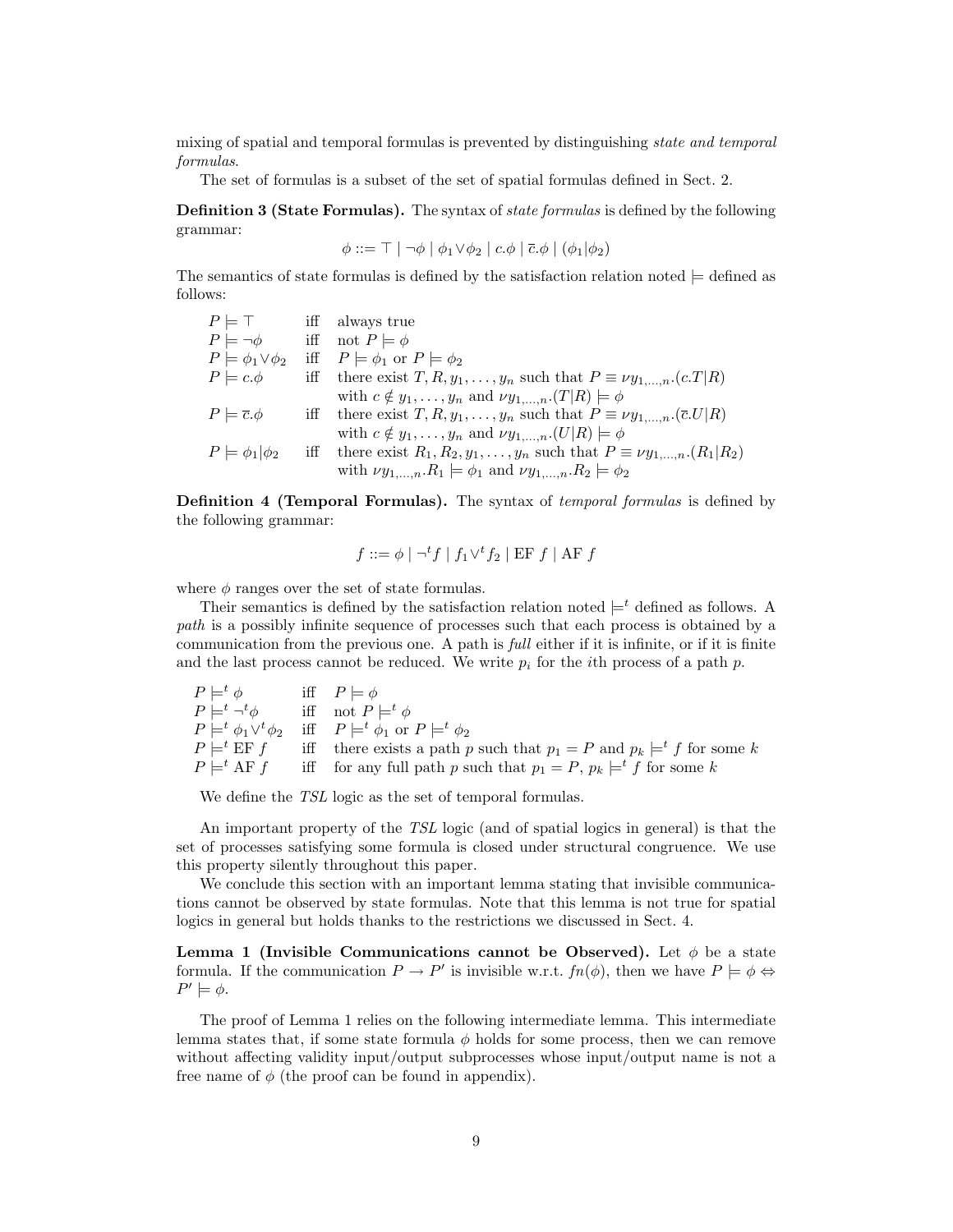mixing of spatial and temporal formulas is prevented by distinguishing *state and temporal formulas*.

The set of formulas is a subset of the set of spatial formulas defined in Sect. 2.

**Definition 3 (State Formulas).** The syntax of *state formulas* is defined by the following grammar:

$$\phi ::= \top \mid \neg\phi \mid \phi_1 \vee \phi_2 \mid c.\phi \mid \overline{c}.\phi \mid (\phi_1|\phi_2)$$

The semantics of state formulas is defined by the satisfaction relation noted $\models$ defined as follows:

| | | |
|---|---|---|
| $P \models \top$ | iff | always true |
| $P \models \neg\phi$ | iff | not $P \models \phi$ |
| $P \models \phi_1 \vee \phi_2$ | iff | $P \models \phi_1$ or $P \models \phi_2$ |
| $P \models c.\phi$ | iff | there exist $T, R, y_1, \ldots, y_n$ such that $P \equiv \nu y_{1,\ldots,n}.(c.T|R)$ with $c \notin y_1, \ldots, y_n$ and $\nu y_{1,\ldots,n}.(T|R) \models \phi$ |
| $P \models \overline{c}.\phi$ | iff | there exist $T, R, y_1, \ldots, y_n$ such that $P \equiv \nu y_{1,\ldots,n}.(\overline{c}.U|R)$ with $c \notin y_1, \ldots, y_n$ and $\nu y_{1,\ldots,n}.(U|R) \models \phi$ |
| $P \models \phi_1|\phi_2$ | iff | there exist $R_1, R_2, y_1, \ldots, y_n$ such that $P \equiv \nu y_{1,\ldots,n}.(R_1|R_2)$ with $\nu y_{1,\ldots,n}.R_1 \models \phi_1$ and $\nu y_{1,\ldots,n}.R_2 \models \phi_2$ |

**Definition 4 (Temporal Formulas).** The syntax of *temporal formulas* is defined by the following grammar:

$$f ::= \phi \mid \neg^t f \mid f_1 \vee^t f_2 \mid \text{EF } f \mid \text{AF } f$$

where $\phi$ ranges over the set of state formulas.

Their semantics is defined by the satisfaction relation noted $\models^t$ defined as follows. A *path* is a possibly infinite sequence of processes such that each process is obtained by a communication from the previous one. A path is *full* either if it is infinite, or if it is finite and the last process cannot be reduced. We write $p_i$ for the $i$th process of a path $p$.

| | | |
|---|---|---|
| $P \models^t \phi$ | iff | $P \models \phi$ |
| $P \models^t \neg^t\phi$ | iff | not $P \models^t \phi$ |
| $P \models^t \phi_1 \vee^t \phi_2$ | iff | $P \models^t \phi_1$ or $P \models^t \phi_2$ |
| $P \models^t \text{EF } f$ | iff | there exists a path $p$ such that $p_1 = P$ and $p_k \models^t f$ for some $k$ |
| $P \models^t \text{AF } f$ | iff | for any full path $p$ such that $p_1 = P$, $p_k \models^t f$ for some $k$ |

We define the *TSL* logic as the set of temporal formulas.

An important property of the *TSL* logic (and of spatial logics in general) is that the set of processes satisfying some formula is closed under structural congruence. We use this property silently throughout this paper.

We conclude this section with an important lemma stating that invisible communications cannot be observed by state formulas. Note that this lemma is not true for spatial logics in general but holds thanks to the restrictions we discussed in Sect. 4.

**Lemma 1 (Invisible Communications cannot be Observed).** Let $\phi$ be a state formula. If the communication $P \to P'$ is invisible w.r.t. $fn(\phi)$, then we have $P \models \phi \Leftrightarrow P' \models \phi$.

The proof of Lemma 1 relies on the following intermediate lemma. This intermediate lemma states that, if some state formula $\phi$ holds for some process, then we can remove without affecting validity input/output subprocesses whose input/output name is not a free name of $\phi$ (the proof can be found in appendix).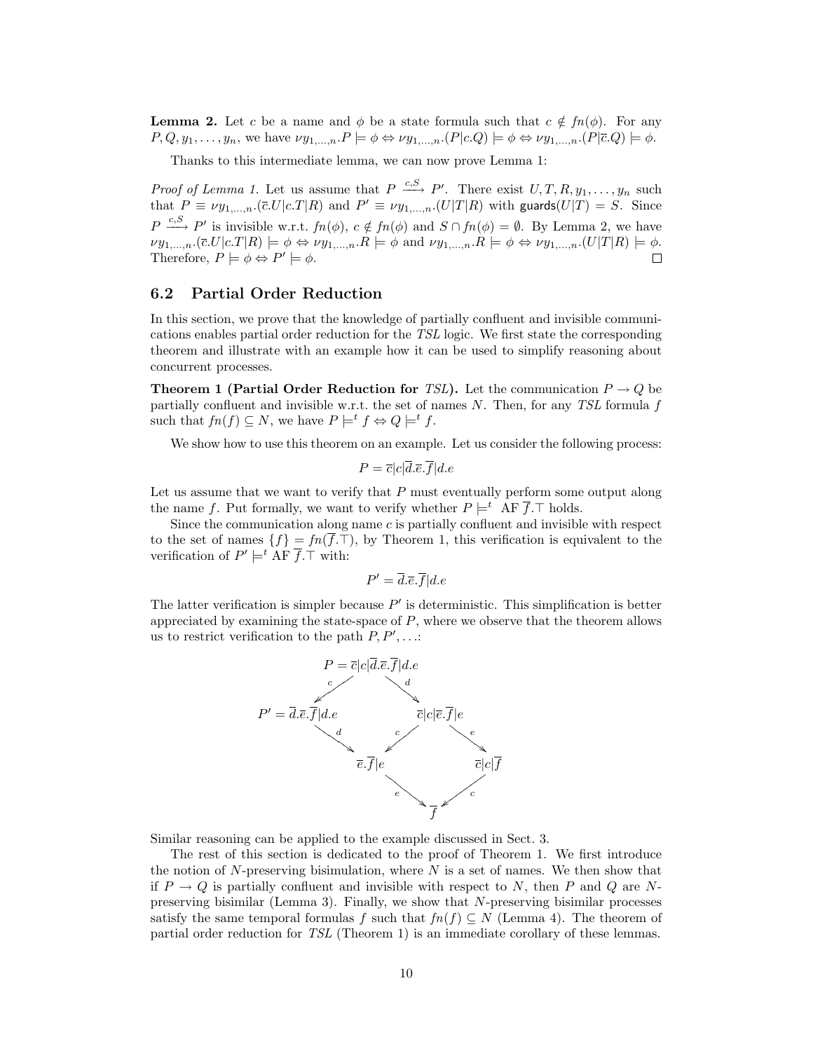**Lemma 2.** Let $c$ be a name and $\phi$ be a state formula such that $c \notin fn(\phi)$. For any $P, Q, y_1, \ldots, y_n$, we have $\nu y_{1,\ldots,n}.P \models \phi \Leftrightarrow \nu y_{1,\ldots,n}.(P|c.Q) \models \phi \Leftrightarrow \nu y_{1,\ldots,n}.(P|\overline{c}.Q) \models \phi$.

Thanks to this intermediate lemma, we can now prove Lemma 1:

*Proof of Lemma 1.* Let us assume that $P \xrightarrow{c,S} P'$. There exist $U, T, R, y_1, \ldots, y_n$ such that $P \equiv \nu y_{1,\ldots,n}.(\overline{c}.U|c.T|R)$ and $P' \equiv \nu y_{1,\ldots,n}.(U|T|R)$ with $\mathsf{guards}(U|T) = S$. Since $P \xrightarrow{c,S} P'$ is invisible w.r.t. $fn(\phi)$, $c \notin fn(\phi)$ and $S \cap fn(\phi) = \emptyset$. By Lemma 2, we have $\nu y_{1,\ldots,n}.(\overline{c}.U|c.T|R) \models \phi \Leftrightarrow \nu y_{1,\ldots,n}.R \models \phi$ and $\nu y_{1,\ldots,n}.R \models \phi \Leftrightarrow \nu y_{1,\ldots,n}.(U|T|R) \models \phi$. Therefore, $P \models \phi \Leftrightarrow P' \models \phi$. □

## 6.2 Partial Order Reduction

In this section, we prove that the knowledge of partially confluent and invisible communications enables partial order reduction for the *TSL* logic. We first state the corresponding theorem and illustrate with an example how it can be used to simplify reasoning about concurrent processes.

**Theorem 1 (Partial Order Reduction for *TSL*).** Let the communication $P \rightarrow Q$ be partially confluent and invisible w.r.t. the set of names $N$. Then, for any *TSL* formula $f$ such that $fn(f) \subseteq N$, we have $P \models^t f \Leftrightarrow Q \models^t f$.

We show how to use this theorem on an example. Let us consider the following process:

$$P = \overline{c}|c|\overline{d}.\overline{e}.\overline{f}|d.e$$

Let us assume that we want to verify that $P$ must eventually perform some output along the name $f$. Put formally, we want to verify whether $P \models^t \text{ AF } \overline{f}.\top$ holds.

Since the communication along name $c$ is partially confluent and invisible with respect to the set of names $\{f\} = fn(\overline{f}.\top)$, by Theorem 1, this verification is equivalent to the verification of $P' \models^t \text{AF } \overline{f}.\top$ with:

$$P' = \overline{d}.\overline{e}.\overline{f}|d.e$$

The latter verification is simpler because $P'$ is deterministic. This simplification is better appreciated by examining the state-space of $P$, where we observe that the theorem allows us to restrict verification to the path $P, P', \ldots$:

$$
\begin{array}{ccc}
 & P = \overline{c}|c|\overline{d}.\overline{e}.\overline{f}|d.e & \\
 \swarrow^{c} & & \searrow^{d} \\
P' = \overline{d}.\overline{e}.\overline{f}|d.e & & \overline{c}|c|\overline{e}.\overline{f}|e \\
\searrow^{d} & \swarrow^{c} \qquad\qquad \searrow^{e} & \\
 \overline{e}.\overline{f}|e & & \overline{c}|c|\overline{f} \\
 \searrow^{e} & \swarrow^{c} & \\
 & \overline{f} &
\end{array}
$$

Similar reasoning can be applied to the example discussed in Sect. 3.

The rest of this section is dedicated to the proof of Theorem 1. We first introduce the notion of $N$-preserving bisimulation, where $N$ is a set of names. We then show that if $P \rightarrow Q$ is partially confluent and invisible with respect to $N$, then $P$ and $Q$ are $N$-preserving bisimilar (Lemma 3). Finally, we show that $N$-preserving bisimilar processes satisfy the same temporal formulas $f$ such that $fn(f) \subseteq N$ (Lemma 4). The theorem of partial order reduction for *TSL* (Theorem 1) is an immediate corollary of these lemmas.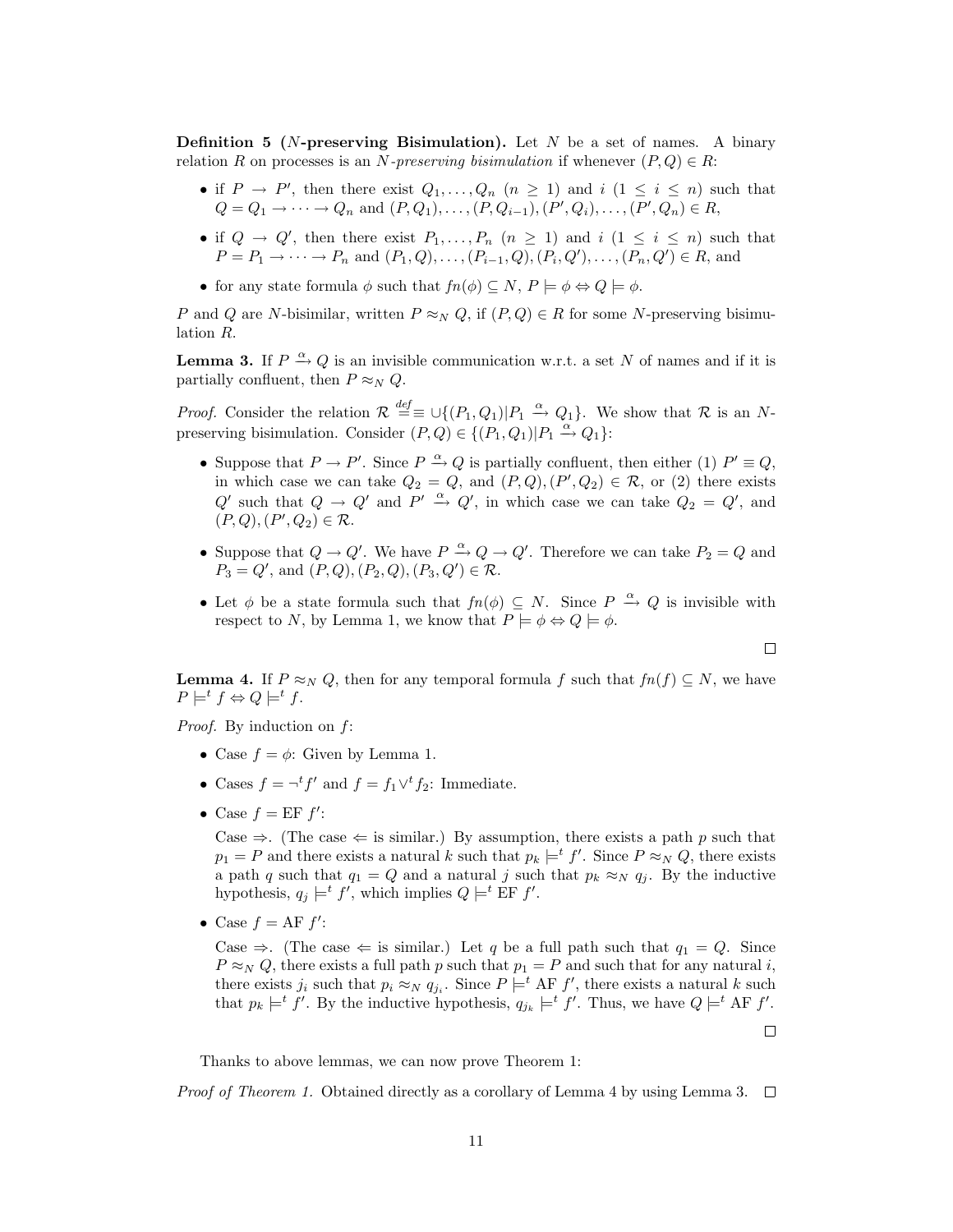**Definition 5 ($N$-preserving Bisimulation).** Let $N$ be a set of names. A binary relation $R$ on processes is an *$N$-preserving bisimulation* if whenever $(P, Q) \in R$:

- if $P \rightarrow P'$, then there exist $Q_1, \ldots, Q_n$ ($n \geq 1$) and $i$ ($1 \leq i \leq n$) such that $Q = Q_1 \rightarrow \cdots \rightarrow Q_n$ and $(P, Q_1), \ldots, (P, Q_{i-1}), (P', Q_i), \ldots, (P', Q_n) \in R$,
- if $Q \rightarrow Q'$, then there exist $P_1, \ldots, P_n$ ($n \geq 1$) and $i$ ($1 \leq i \leq n$) such that $P = P_1 \rightarrow \cdots \rightarrow P_n$ and $(P_1, Q), \ldots, (P_{i-1}, Q), (P_i, Q'), \ldots, (P_n, Q') \in R$, and
- for any state formula $\phi$ such that $fn(\phi) \subseteq N$, $P \models \phi \Leftrightarrow Q \models \phi$.

$P$ and $Q$ are $N$-bisimilar, written $P \approx_N Q$, if $(P, Q) \in R$ for some $N$-preserving bisimulation $R$.

**Lemma 3.** If $P \xrightarrow{\alpha} Q$ is an invisible communication w.r.t. a set $N$ of names and if it is partially confluent, then $P \approx_N Q$.

*Proof.* Consider the relation $\mathcal{R} \stackrel{def}{=} \equiv \cup \{(P_1, Q_1) | P_1 \xrightarrow{\alpha} Q_1\}$. We show that $\mathcal{R}$ is an $N$-preserving bisimulation. Consider $(P, Q) \in \{(P_1, Q_1) | P_1 \xrightarrow{\alpha} Q_1\}$:

- Suppose that $P \rightarrow P'$. Since $P \xrightarrow{\alpha} Q$ is partially confluent, then either (1) $P' \equiv Q$, in which case we can take $Q_2 = Q$, and $(P, Q), (P', Q_2) \in \mathcal{R}$, or (2) there exists $Q'$ such that $Q \rightarrow Q'$ and $P' \xrightarrow{\alpha} Q'$, in which case we can take $Q_2 = Q'$, and $(P, Q), (P', Q_2) \in \mathcal{R}$.
- Suppose that $Q \rightarrow Q'$. We have $P \xrightarrow{\alpha} Q \rightarrow Q'$. Therefore we can take $P_2 = Q$ and $P_3 = Q'$, and $(P, Q), (P_2, Q), (P_3, Q') \in \mathcal{R}$.
- Let $\phi$ be a state formula such that $fn(\phi) \subseteq N$. Since $P \xrightarrow{\alpha} Q$ is invisible with respect to $N$, by Lemma 1, we know that $P \models \phi \Leftrightarrow Q \models \phi$.

□

**Lemma 4.** If $P \approx_N Q$, then for any temporal formula $f$ such that $fn(f) \subseteq N$, we have $P \models^t f \Leftrightarrow Q \models^t f$.

*Proof.* By induction on $f$:

- Case $f = \phi$: Given by Lemma 1.
- Cases $f = \neg^t f'$ and $f = f_1 \vee^t f_2$: Immediate.
- Case $f = \text{EF } f'$:

  Case $\Rightarrow$. (The case $\Leftarrow$ is similar.) By assumption, there exists a path $p$ such that $p_1 = P$ and there exists a natural $k$ such that $p_k \models^t f'$. Since $P \approx_N Q$, there exists a path $q$ such that $q_1 = Q$ and a natural $j$ such that $p_k \approx_N q_j$. By the inductive hypothesis, $q_j \models^t f'$, which implies $Q \models^t \text{EF } f'$.

- Case $f = \text{AF } f'$:

  Case $\Rightarrow$. (The case $\Leftarrow$ is similar.) Let $q$ be a full path such that $q_1 = Q$. Since $P \approx_N Q$, there exists a full path $p$ such that $p_1 = P$ and such that for any natural $i$, there exists $j_i$ such that $p_i \approx_N q_{j_i}$. Since $P \models^t \text{AF } f'$, there exists a natural $k$ such that $p_k \models^t f'$. By the inductive hypothesis, $q_{j_k} \models^t f'$. Thus, we have $Q \models^t \text{AF } f'$.

□

Thanks to above lemmas, we can now prove Theorem 1:

*Proof of Theorem 1.* Obtained directly as a corollary of Lemma 4 by using Lemma 3. □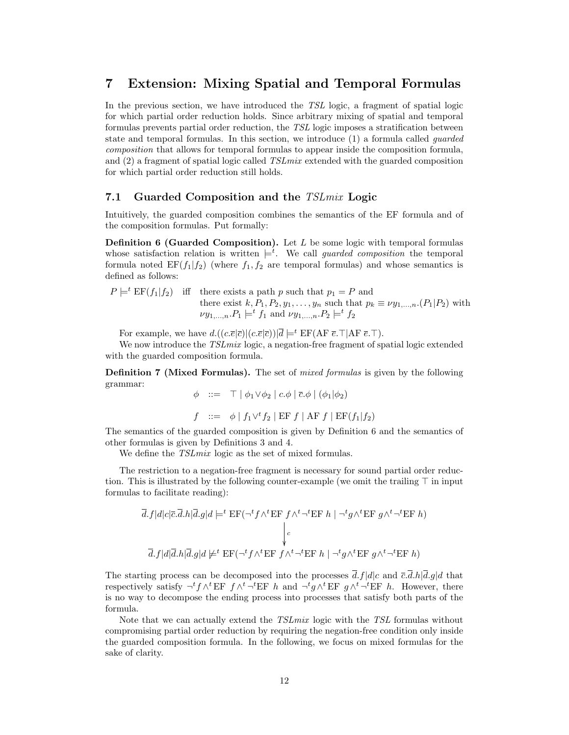# 7 Extension: Mixing Spatial and Temporal Formulas

In the previous section, we have introduced the *TSL* logic, a fragment of spatial logic for which partial order reduction holds. Since arbitrary mixing of spatial and temporal formulas prevents partial order reduction, the *TSL* logic imposes a stratification between state and temporal formulas. In this section, we introduce (1) a formula called *guarded composition* that allows for temporal formulas to appear inside the composition formula, and (2) a fragment of spatial logic called *TSLmix* extended with the guarded composition for which partial order reduction still holds.

## 7.1 Guarded Composition and the *TSLmix* Logic

Intuitively, the guarded composition combines the semantics of the EF formula and of the composition formulas. Put formally:

**Definition 6 (Guarded Composition).** Let $L$ be some logic with temporal formulas whose satisfaction relation is written $\models^t$. We call *guarded composition* the temporal formula noted $\mathrm{EF}(f_1|f_2)$ (where $f_1, f_2$ are temporal formulas) and whose semantics is defined as follows:

$P \models^t \mathrm{EF}(f_1|f_2)$ iff there exists a path $p$ such that $p_1 = P$ and there exist $k, P_1, P_2, y_1, \ldots, y_n$ such that $p_k \equiv \nu y_{1,\ldots,n}.(P_1|P_2)$ with $\nu y_{1,\ldots,n}.P_1 \models^t f_1$ and $\nu y_{1,\ldots,n}.P_2 \models^t f_2$

For example, we have $d.((c.\overline{e}|\overline{c})|(c.\overline{e}|\overline{c}))|\overline{d} \models^t \mathrm{EF}(\mathrm{AF}\ \overline{e}.\top|\mathrm{AF}\ \overline{e}.\top)$.

We now introduce the *TSLmix* logic, a negation-free fragment of spatial logic extended with the guarded composition formula.

**Definition 7 (Mixed Formulas).** The set of *mixed formulas* is given by the following grammar:

$$\phi \quad ::= \quad \top \mid \phi_1 \vee \phi_2 \mid c.\phi \mid \overline{c}.\phi \mid (\phi_1|\phi_2)$$

$$f \quad ::= \quad \phi \mid f_1 \vee^t f_2 \mid \mathrm{EF}\ f \mid \mathrm{AF}\ f \mid \mathrm{EF}(f_1|f_2)$$

The semantics of the guarded composition is given by Definition 6 and the semantics of other formulas is given by Definitions 3 and 4.

We define the *TSLmix* logic as the set of mixed formulas.

The restriction to a negation-free fragment is necessary for sound partial order reduction. This is illustrated by the following counter-example (we omit the trailing $\top$ in input formulas to facilitate reading):

$$\overline{d}.f|d|c|\overline{c}.\overline{d}.h|\overline{d}.g|d \models^t \mathrm{EF}(\neg^t f \wedge^t \mathrm{EF}\ f \wedge^t \neg^t \mathrm{EF}\ h \mid \neg^t g \wedge^t \mathrm{EF}\ g \wedge^t \neg^t \mathrm{EF}\ h)$$

$$\Big\downarrow c$$

$$\overline{d}.f|d|\overline{d}.h|\overline{d}.g|d \not\models^t \mathrm{EF}(\neg^t f \wedge^t \mathrm{EF}\ f \wedge^t \neg^t \mathrm{EF}\ h \mid \neg^t g \wedge^t \mathrm{EF}\ g \wedge^t \neg^t \mathrm{EF}\ h)$$

The starting process can be decomposed into the processes $\overline{d}.f|d|c$ and $\overline{c}.\overline{d}.h|\overline{d}.g|d$ that respectively satisfy $\neg^t f \wedge^t \mathrm{EF}\ f \wedge^t \neg^t \mathrm{EF}\ h$ and $\neg^t g \wedge^t \mathrm{EF}\ g \wedge^t \neg^t \mathrm{EF}\ h$. However, there is no way to decompose the ending process into processes that satisfy both parts of the formula.

Note that we can actually extend the *TSLmix* logic with the *TSL* formulas without compromising partial order reduction by requiring the negation-free condition only inside the guarded composition formula. In the following, we focus on mixed formulas for the sake of clarity.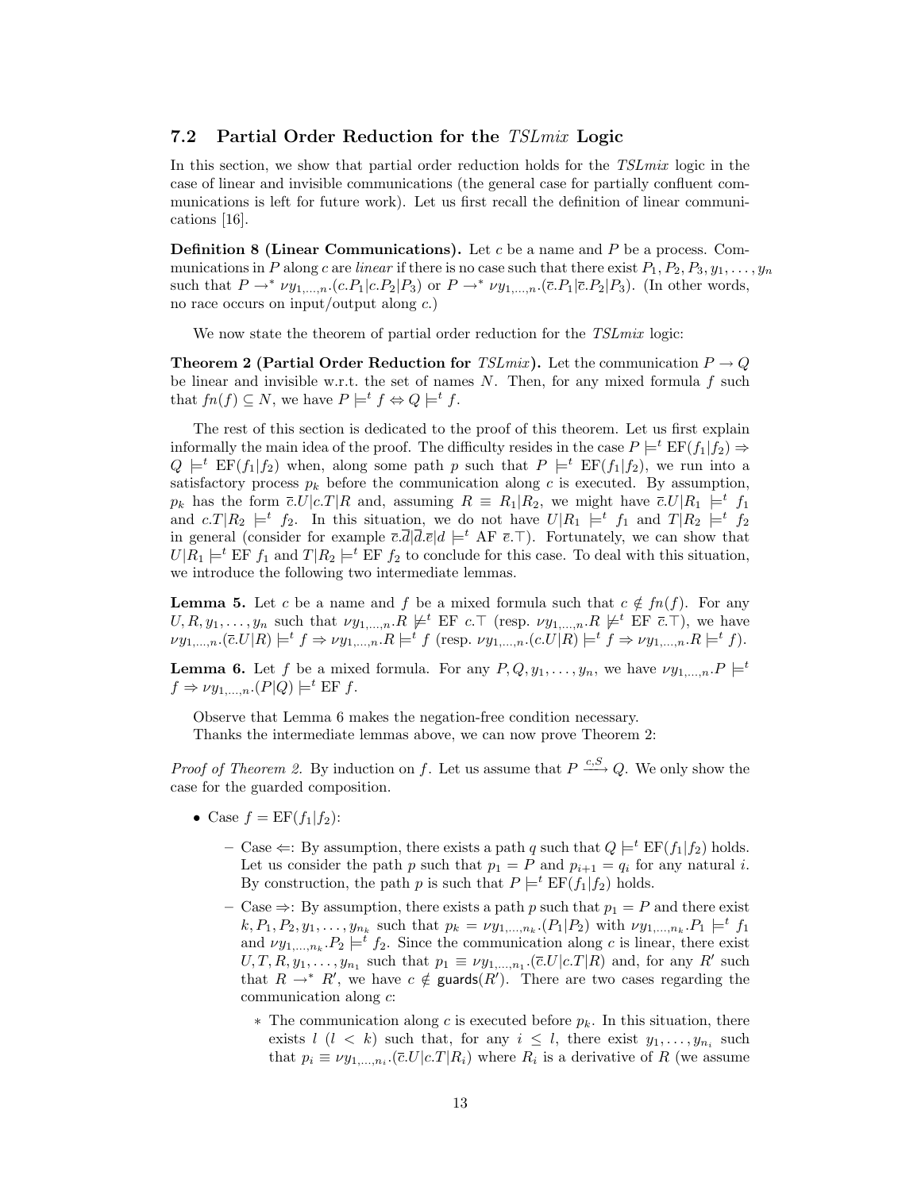### 7.2 Partial Order Reduction for the *TSLmix* Logic

In this section, we show that partial order reduction holds for the *TSLmix* logic in the case of linear and invisible communications (the general case for partially confluent communications is left for future work). Let us first recall the definition of linear communications [16].

**Definition 8 (Linear Communications).** Let $c$ be a name and $P$ be a process. Communications in $P$ along $c$ are *linear* if there is no case such that there exist $P_1, P_2, P_3, y_1, \ldots, y_n$ such that $P \rightarrow^* \nu y_{1,\ldots,n}.(c.P_1|c.P_2|P_3)$ or $P \rightarrow^* \nu y_{1,\ldots,n}.(\overline{c}.P_1|\overline{c}.P_2|P_3)$. (In other words, no race occurs on input/output along $c$.)

We now state the theorem of partial order reduction for the *TSLmix* logic:

**Theorem 2 (Partial Order Reduction for *TSLmix*).** Let the communication $P \rightarrow Q$ be linear and invisible w.r.t. the set of names $N$. Then, for any mixed formula $f$ such that $fn(f) \subseteq N$, we have $P \models^t f \Leftrightarrow Q \models^t f$.

The rest of this section is dedicated to the proof of this theorem. Let us first explain informally the main idea of the proof. The difficulty resides in the case $P \models^t \text{EF}(f_1|f_2) \Rightarrow Q \models^t \text{EF}(f_1|f_2)$ when, along some path $p$ such that $P \models^t \text{EF}(f_1|f_2)$, we run into a satisfactory process $p_k$ before the communication along $c$ is executed. By assumption, $p_k$ has the form $\overline{c}.U|c.T|R$ and, assuming $R \equiv R_1|R_2$, we might have $\overline{c}.U|R_1 \models^t f_1$ and $c.T|R_2 \models^t f_2$. In this situation, we do not have $U|R_1 \models^t f_1$ and $T|R_2 \models^t f_2$ in general (consider for example $\overline{c}.\overline{d}|\overline{d}.\overline{e}|d \models^t \text{AF } \overline{e}.\top$). Fortunately, we can show that $U|R_1 \models^t \text{EF } f_1$ and $T|R_2 \models^t \text{EF } f_2$ to conclude for this case. To deal with this situation, we introduce the following two intermediate lemmas.

**Lemma 5.** Let $c$ be a name and $f$ be a mixed formula such that $c \notin fn(f)$. For any $U, R, y_1, \ldots, y_n$ such that $\nu y_{1,\ldots,n}.R \not\models^t \text{EF } c.\top$ (resp. $\nu y_{1,\ldots,n}.R \not\models^t \text{EF } \overline{c}.\top$), we have $\nu y_{1,\ldots,n}.(\overline{c}.U|R) \models^t f \Rightarrow \nu y_{1,\ldots,n}.R \models^t f$ (resp. $\nu y_{1,\ldots,n}.(c.U|R) \models^t f \Rightarrow \nu y_{1,\ldots,n}.R \models^t f$).

**Lemma 6.** Let $f$ be a mixed formula. For any $P, Q, y_1, \ldots, y_n$, we have $\nu y_{1,\ldots,n}.P \models^t f \Rightarrow \nu y_{1,\ldots,n}.(P|Q) \models^t \text{EF } f$.

Observe that Lemma 6 makes the negation-free condition necessary.

Thanks the intermediate lemmas above, we can now prove Theorem 2:

*Proof of Theorem 2.* By induction on $f$. Let us assume that $P \xrightarrow{c,S} Q$. We only show the case for the guarded composition.

- Case $f = \text{EF}(f_1|f_2)$:
  - Case $\Leftarrow$: By assumption, there exists a path $q$ such that $Q \models^t \text{EF}(f_1|f_2)$ holds. Let us consider the path $p$ such that $p_1 = P$ and $p_{i+1} = q_i$ for any natural $i$. By construction, the path $p$ is such that $P \models^t \text{EF}(f_1|f_2)$ holds.
  - Case $\Rightarrow$: By assumption, there exists a path $p$ such that $p_1 = P$ and there exist $k, P_1, P_2, y_1, \ldots, y_{n_k}$ such that $p_k = \nu y_{1,\ldots,n_k}.(P_1|P_2)$ with $\nu y_{1,\ldots,n_k}.P_1 \models^t f_1$ and $\nu y_{1,\ldots,n_k}.P_2 \models^t f_2$. Since the communication along $c$ is linear, there exist $U, T, R, y_1, \ldots, y_{n_1}$ such that $p_1 \equiv \nu y_{1,\ldots,n_1}.(\overline{c}.U|c.T|R)$ and, for any $R'$ such that $R \rightarrow^* R'$, we have $c \notin \mathsf{guards}(R')$. There are two cases regarding the communication along $c$:
    - The communication along $c$ is executed before $p_k$. In this situation, there exists $l$ ($l < k$) such that, for any $i \leq l$, there exist $y_1, \ldots, y_{n_i}$ such that $p_i \equiv \nu y_{1,\ldots,n_i}.(\overline{c}.U|c.T|R_i)$ where $R_i$ is a derivative of $R$ (we assume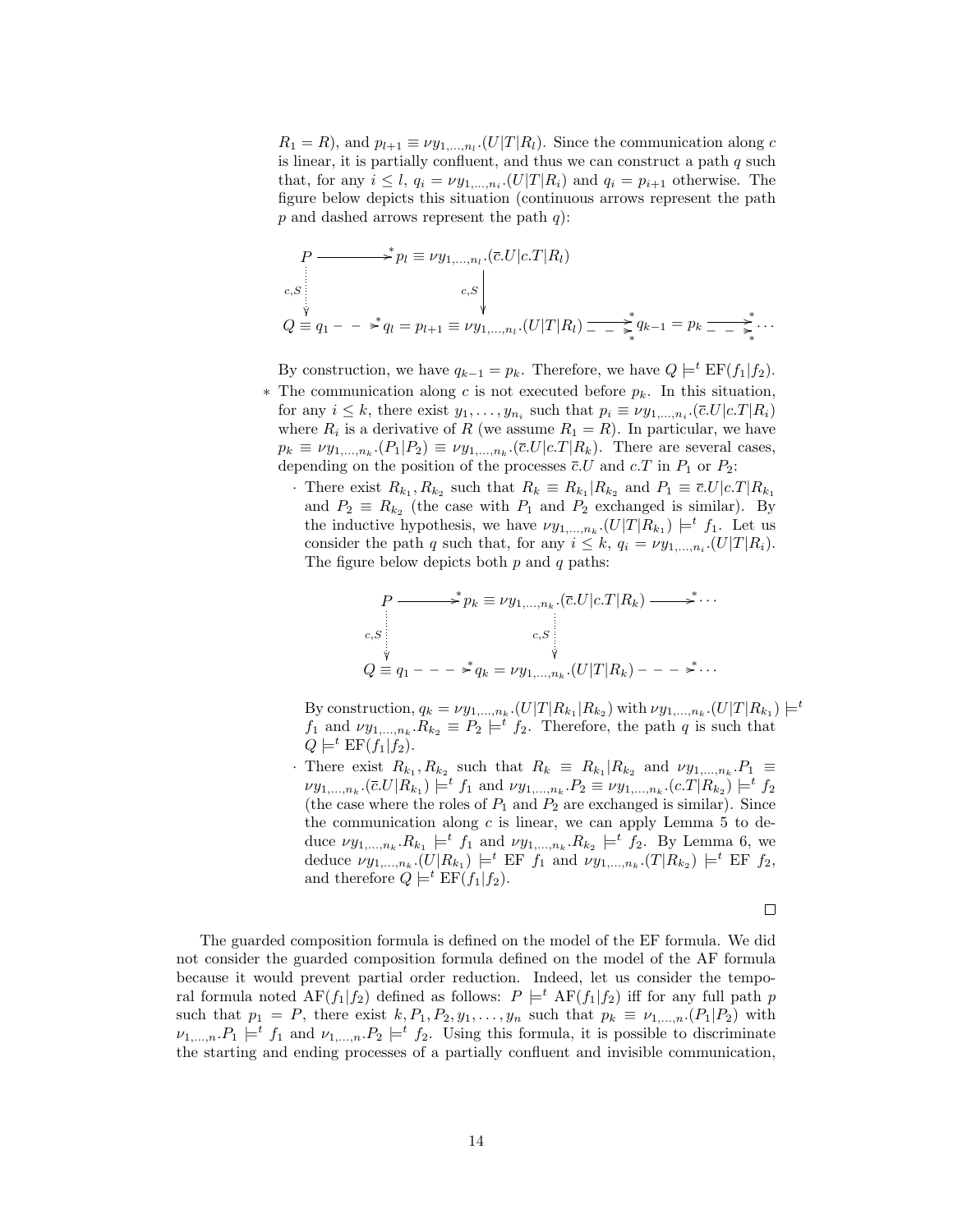$R_1 = R$), and $p_{l+1} \equiv \nu y_{1,\ldots,n_l}.(U|T|R_l)$. Since the communication along $c$ is linear, it is partially confluent, and thus we can construct a path $q$ such that, for any $i \leq l$, $q_i = \nu y_{1,\ldots,n_i}.(U|T|R_i)$ and $q_i = p_{i+1}$ otherwise. The figure below depicts this situation (continuous arrows represent the path $p$ and dashed arrows represent the path $q$):

$$
\begin{array}{ccc}
P & \longrightarrow^* & p_l \equiv \nu y_{1,\ldots,n_l}.(\overline{c}.U|c.T|R_l) \\
\vdots\ {\scriptstyle c,S} & & \downarrow {\scriptstyle c,S} \\
Q \equiv q_1 & \dashrightarrow^* & q_l = p_{l+1} \equiv \nu y_{1,\ldots,n_l}.(U|T|R_l) \dashrightarrow^* q_{k-1} = p_k \dashrightarrow^* \cdots
\end{array}
$$

By construction, we have $q_{k-1} = p_k$. Therefore, we have $Q \models^t \mathrm{EF}(f_1|f_2)$.

- ∗ The communication along $c$ is not executed before $p_k$. In this situation, for any $i \leq k$, there exist $y_1, \ldots, y_{n_i}$ such that $p_i \equiv \nu y_{1,\ldots,n_i}.(\overline{c}.U|c.T|R_i)$ where $R_i$ is a derivative of $R$ (we assume $R_1 = R$). In particular, we have $p_k \equiv \nu y_{1,\ldots,n_k}.(P_1|P_2) \equiv \nu y_{1,\ldots,n_k}.(\overline{c}.U|c.T|R_k)$. There are several cases, depending on the position of the processes $\overline{c}.U$ and $c.T$ in $P_1$ or $P_2$:
  - There exist $R_{k_1}, R_{k_2}$ such that $R_k \equiv R_{k_1}|R_{k_2}$ and $P_1 \equiv \overline{c}.U|c.T|R_{k_1}$ and $P_2 \equiv R_{k_2}$ (the case with $P_1$ and $P_2$ exchanged is similar). By the inductive hypothesis, we have $\nu y_{1,\ldots,n_k}.(U|T|R_{k_1}) \models^t f_1$. Let us consider the path $q$ such that, for any $i \leq k$, $q_i = \nu y_{1,\ldots,n_i}.(U|T|R_i)$. The figure below depicts both $p$ and $q$ paths:

$$
\begin{array}{ccccc}
P & \longrightarrow^* & p_k \equiv \nu y_{1,\ldots,n_k}.(\overline{c}.U|c.T|R_k) & \longrightarrow^* & \cdots \\
\vdots\ {\scriptstyle c,S} & & \vdots\ {\scriptstyle c,S} & & \\
Q \equiv q_1 & \dashrightarrow^* & q_k = \nu y_{1,\ldots,n_k}.(U|T|R_k) & \dashrightarrow^* & \cdots
\end{array}
$$

    By construction, $q_k = \nu y_{1,\ldots,n_k}.(U|T|R_{k_1}|R_{k_2})$ with $\nu y_{1,\ldots,n_k}.(U|T|R_{k_1}) \models^t f_1$ and $\nu y_{1,\ldots,n_k}.R_{k_2} \equiv P_2 \models^t f_2$. Therefore, the path $q$ is such that $Q \models^t \mathrm{EF}(f_1|f_2)$.
  - There exist $R_{k_1}, R_{k_2}$ such that $R_k \equiv R_{k_1}|R_{k_2}$ and $\nu y_{1,\ldots,n_k}.P_1 \equiv \nu y_{1,\ldots,n_k}.(\overline{c}.U|R_{k_1}) \models^t f_1$ and $\nu y_{1,\ldots,n_k}.P_2 \equiv \nu y_{1,\ldots,n_k}.(c.T|R_{k_2}) \models^t f_2$ (the case where the roles of $P_1$ and $P_2$ are exchanged is similar). Since the communication along $c$ is linear, we can apply Lemma 5 to deduce $\nu y_{1,\ldots,n_k}.R_{k_1} \models^t f_1$ and $\nu y_{1,\ldots,n_k}.R_{k_2} \models^t f_2$. By Lemma 6, we deduce $\nu y_{1,\ldots,n_k}.(U|R_{k_1}) \models^t \mathrm{EF}\ f_1$ and $\nu y_{1,\ldots,n_k}.(T|R_{k_2}) \models^t \mathrm{EF}\ f_2$, and therefore $Q \models^t \mathrm{EF}(f_1|f_2)$.

□

The guarded composition formula is defined on the model of the EF formula. We did not consider the guarded composition formula defined on the model of the AF formula because it would prevent partial order reduction. Indeed, let us consider the temporal formula noted $\mathrm{AF}(f_1|f_2)$ defined as follows: $P \models^t \mathrm{AF}(f_1|f_2)$ iff for any full path $p$ such that $p_1 = P$, there exist $k, P_1, P_2, y_1, \ldots, y_n$ such that $p_k \equiv \nu_{1,\ldots,n}.(P_1|P_2)$ with $\nu_{1,\ldots,n}.P_1 \models^t f_1$ and $\nu_{1,\ldots,n}.P_2 \models^t f_2$. Using this formula, it is possible to discriminate the starting and ending processes of a partially confluent and invisible communication,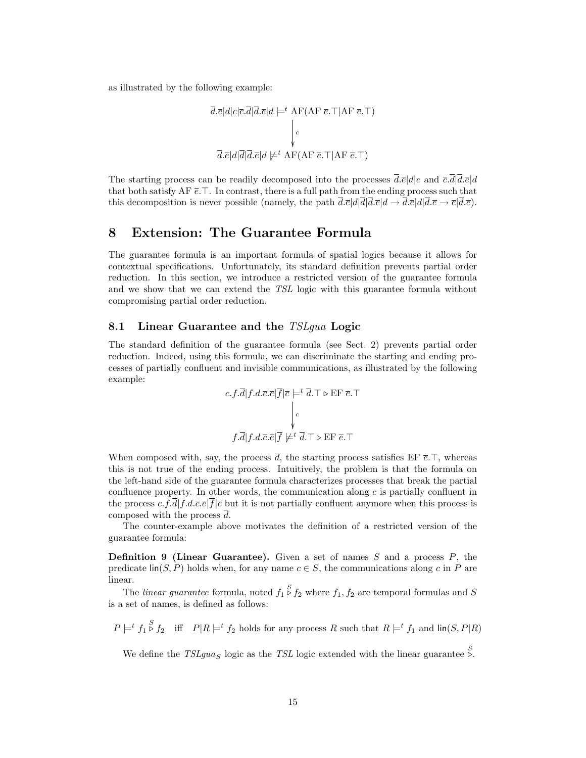as illustrated by the following example:

$$\begin{array}{c}\overline{d}.\overline{e}|d|c|\overline{c}.\overline{d}|\overline{d}.\overline{e}|d \models^t \text{AF}(\text{AF } \overline{e}.\top|\text{AF } \overline{e}.\top)\\ \Big\downarrow c \\ \overline{d}.\overline{e}|d|\overline{d}|\overline{d}.\overline{e}|d \not\models^t \text{AF}(\text{AF } \overline{e}.\top|\text{AF } \overline{e}.\top)\end{array}$$

The starting process can be readily decomposed into the processes $\overline{d}.\overline{e}|d|c$ and $\overline{c}.\overline{d}|\overline{d}.\overline{e}|d$ that both satisfy AF $\overline{e}.\top$. In contrast, there is a full path from the ending process such that this decomposition is never possible (namely, the path $\overline{d}.\overline{e}|d|\overline{d}|\overline{d}.\overline{e}|d \rightarrow \overline{d}.\overline{e}|d|\overline{d}.\overline{e} \rightarrow \overline{e}|\overline{d}.\overline{e}$).

# 8 Extension: The Guarantee Formula

The guarantee formula is an important formula of spatial logics because it allows for contextual specifications. Unfortunately, its standard definition prevents partial order reduction. In this section, we introduce a restricted version of the guarantee formula and we show that we can extend the *TSL* logic with this guarantee formula without compromising partial order reduction.

## 8.1 Linear Guarantee and the *TSLgua* Logic

The standard definition of the guarantee formula (see Sect. 2) prevents partial order reduction. Indeed, using this formula, we can discriminate the starting and ending processes of partially confluent and invisible communications, as illustrated by the following example:

$$\begin{array}{c}c.f.\overline{d}|f.d.\overline{c}.\overline{e}|\overline{f}|\overline{c} \models^t \overline{d}.\top \triangleright \text{EF } \overline{e}.\top\\ \Big\downarrow c \\ f.\overline{d}|f.d.\overline{c}.\overline{e}|\overline{f} \not\models^t \overline{d}.\top \triangleright \text{EF } \overline{e}.\top\end{array}$$

When composed with, say, the process $\overline{d}$, the starting process satisfies EF $\overline{e}.\top$, whereas this is not true of the ending process. Intuitively, the problem is that the formula on the left-hand side of the guarantee formula characterizes processes that break the partial confluence property. In other words, the communication along $c$ is partially confluent in the process $c.f.\overline{d}|f.d.\overline{c}.\overline{e}|\overline{f}|\overline{c}$ but it is not partially confluent anymore when this process is composed with the process $\overline{d}$.

The counter-example above motivates the definition of a restricted version of the guarantee formula:

**Definition 9 (Linear Guarantee).** Given a set of names $S$ and a process $P$, the predicate $\mathsf{lin}(S, P)$ holds when, for any name $c \in S$, the communications along $c$ in $P$ are linear.

The *linear guarantee* formula, noted $f_1 \overset{S}{\triangleright} f_2$ where $f_1, f_2$ are temporal formulas and $S$ is a set of names, is defined as follows:

$$P \models^t f_1 \overset{S}{\triangleright} f_2 \quad \text{iff} \quad P|R \models^t f_2 \text{ holds for any process } R \text{ such that } R \models^t f_1 \text{ and } \mathsf{lin}(S, P|R)$$

We define the $TSLgua_S$ logic as the *TSL* logic extended with the linear guarantee $\overset{S}{\triangleright}$.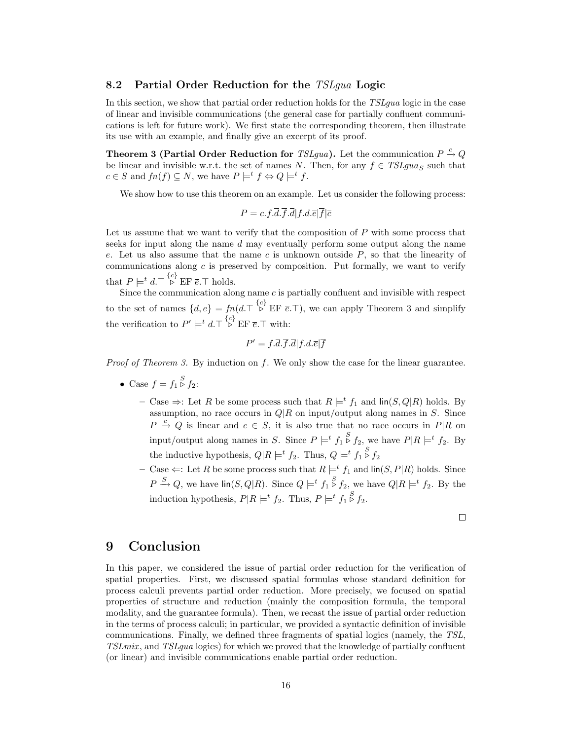## 8.2 Partial Order Reduction for the *TSLgua* Logic

In this section, we show that partial order reduction holds for the *TSLgua* logic in the case of linear and invisible communications (the general case for partially confluent communications is left for future work). We first state the corresponding theorem, then illustrate its use with an example, and finally give an excerpt of its proof.

**Theorem 3 (Partial Order Reduction for** ***TSLgua*****).** Let the communication $P \xrightarrow{c} Q$ be linear and invisible w.r.t. the set of names $N$. Then, for any $f \in \mathit{TSLgua}_S$ such that $c \in S$ and $fn(f) \subseteq N$, we have $P \models^t f \Leftrightarrow Q \models^t f$.

We show how to use this theorem on an example. Let us consider the following process:

$$P = c.f.\overline{d}.\overline{f}.\overline{d}|f.d.\overline{e}|\overline{f}|\overline{c}$$

Let us assume that we want to verify that the composition of $P$ with some process that seeks for input along the name $d$ may eventually perform some output along the name $e$. Let us also assume that the name $c$ is unknown outside $P$, so that the linearity of communications along $c$ is preserved by composition. Put formally, we want to verify that $P \models^t d.\top \overset{\{c\}}{\triangleright} \text{EF } \overline{e}.\top$ holds.

Since the communication along name $c$ is partially confluent and invisible with respect to the set of names $\{d, e\} = fn(d.\top \overset{\{c\}}{\triangleright} \text{EF } \overline{e}.\top)$, we can apply Theorem 3 and simplify the verification to $P' \models^t d.\top \overset{\{c\}}{\triangleright} \text{EF } \overline{e}.\top$ with:

$$P' = f.\overline{d}.\overline{f}.\overline{d}|f.d.\overline{e}|\overline{f}$$

*Proof of Theorem 3.* By induction on $f$. We only show the case for the linear guarantee.

- Case $f = f_1 \overset{S}{\triangleright} f_2$:
  - Case $\Rightarrow$: Let $R$ be some process such that $R \models^t f_1$ and $\mathsf{lin}(S, Q|R)$ holds. By assumption, no race occurs in $Q|R$ on input/output along names in $S$. Since $P \xrightarrow{c} Q$ is linear and $c \in S$, it is also true that no race occurs in $P|R$ on input/output along names in $S$. Since $P \models^t f_1 \overset{S}{\triangleright} f_2$, we have $P|R \models^t f_2$. By the inductive hypothesis, $Q|R \models^t f_2$. Thus, $Q \models^t f_1 \overset{S}{\triangleright} f_2$
  - Case $\Leftarrow$: Let $R$ be some process such that $R \models^t f_1$ and $\mathsf{lin}(S, P|R)$ holds. Since $P \xrightarrow{S} Q$, we have $\mathsf{lin}(S, Q|R)$. Since $Q \models^t f_1 \overset{S}{\triangleright} f_2$, we have $Q|R \models^t f_2$. By the induction hypothesis, $P|R \models^t f_2$. Thus, $P \models^t f_1 \overset{S}{\triangleright} f_2$.

□

# 9 Conclusion

In this paper, we considered the issue of partial order reduction for the verification of spatial properties. First, we discussed spatial formulas whose standard definition for process calculi prevents partial order reduction. More precisely, we focused on spatial properties of structure and reduction (mainly the composition formula, the temporal modality, and the guarantee formula). Then, we recast the issue of partial order reduction in the terms of process calculi; in particular, we provided a syntactic definition of invisible communications. Finally, we defined three fragments of spatial logics (namely, the *TSL*, *TSLmix*, and *TSLgua* logics) for which we proved that the knowledge of partially confluent (or linear) and invisible communications enable partial order reduction.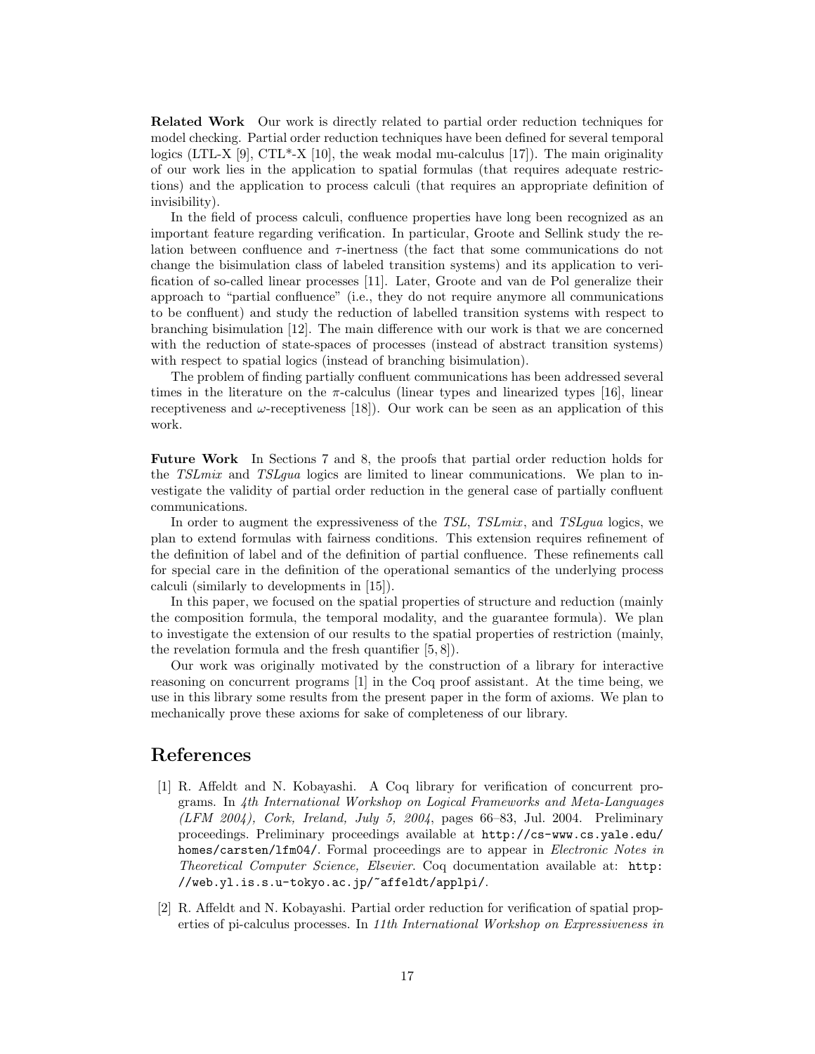**Related Work** Our work is directly related to partial order reduction techniques for model checking. Partial order reduction techniques have been defined for several temporal logics (LTL-X [9], CTL*-X [10], the weak modal mu-calculus [17]). The main originality of our work lies in the application to spatial formulas (that requires adequate restrictions) and the application to process calculi (that requires an appropriate definition of invisibility).

In the field of process calculi, confluence properties have long been recognized as an important feature regarding verification. In particular, Groote and Sellink study the relation between confluence and $\tau$-inertness (the fact that some communications do not change the bisimulation class of labeled transition systems) and its application to verification of so-called linear processes [11]. Later, Groote and van de Pol generalize their approach to "partial confluence" (i.e., they do not require anymore all communications to be confluent) and study the reduction of labelled transition systems with respect to branching bisimulation [12]. The main difference with our work is that we are concerned with the reduction of state-spaces of processes (instead of abstract transition systems) with respect to spatial logics (instead of branching bisimulation).

The problem of finding partially confluent communications has been addressed several times in the literature on the $\pi$-calculus (linear types and linearized types [16], linear receptiveness and $\omega$-receptiveness [18]). Our work can be seen as an application of this work.

**Future Work** In Sections 7 and 8, the proofs that partial order reduction holds for the *TSLmix* and *TSLgua* logics are limited to linear communications. We plan to investigate the validity of partial order reduction in the general case of partially confluent communications.

In order to augment the expressiveness of the *TSL*, *TSLmix*, and *TSLgua* logics, we plan to extend formulas with fairness conditions. This extension requires refinement of the definition of label and of the definition of partial confluence. These refinements call for special care in the definition of the operational semantics of the underlying process calculi (similarly to developments in [15]).

In this paper, we focused on the spatial properties of structure and reduction (mainly the composition formula, the temporal modality, and the guarantee formula). We plan to investigate the extension of our results to the spatial properties of restriction (mainly, the revelation formula and the fresh quantifier [5, 8]).

Our work was originally motivated by the construction of a library for interactive reasoning on concurrent programs [1] in the Coq proof assistant. At the time being, we use in this library some results from the present paper in the form of axioms. We plan to mechanically prove these axioms for sake of completeness of our library.

## References

[1] R. Affeldt and N. Kobayashi. A Coq library for verification of concurrent programs. In *4th International Workshop on Logical Frameworks and Meta-Languages (LFM 2004), Cork, Ireland, July 5, 2004*, pages 66–83, Jul. 2004. Preliminary proceedings. Preliminary proceedings available at `http://cs-www.cs.yale.edu/homes/carsten/lfm04/`. Formal proceedings are to appear in *Electronic Notes in Theoretical Computer Science, Elsevier.* Coq documentation available at: `http://web.yl.is.s.u-tokyo.ac.jp/~affeldt/applpi/`.

[2] R. Affeldt and N. Kobayashi. Partial order reduction for verification of spatial properties of pi-calculus processes. In *11th International Workshop on Expressiveness in*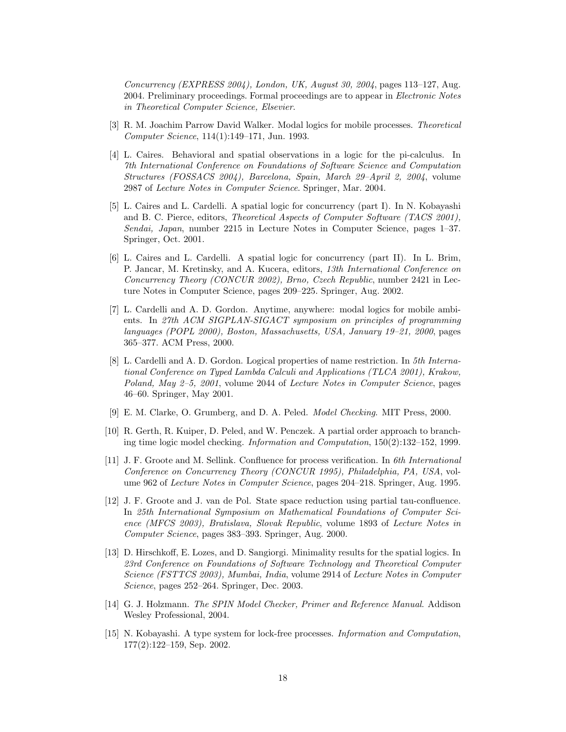*Concurrency (EXPRESS 2004), London, UK, August 30, 2004*, pages 113–127, Aug. 2004. Preliminary proceedings. Formal proceedings are to appear in *Electronic Notes in Theoretical Computer Science, Elsevier*.

[3] R. M. Joachim Parrow David Walker. Modal logics for mobile processes. *Theoretical Computer Science*, 114(1):149–171, Jun. 1993.

[4] L. Caires. Behavioral and spatial observations in a logic for the pi-calculus. In *7th International Conference on Foundations of Software Science and Computation Structures (FOSSACS 2004), Barcelona, Spain, March 29–April 2, 2004*, volume 2987 of *Lecture Notes in Computer Science*. Springer, Mar. 2004.

[5] L. Caires and L. Cardelli. A spatial logic for concurrency (part I). In N. Kobayashi and B. C. Pierce, editors, *Theoretical Aspects of Computer Software (TACS 2001), Sendai, Japan*, number 2215 in Lecture Notes in Computer Science, pages 1–37. Springer, Oct. 2001.

[6] L. Caires and L. Cardelli. A spatial logic for concurrency (part II). In L. Brim, P. Jancar, M. Kretinsky, and A. Kucera, editors, *13th International Conference on Concurrency Theory (CONCUR 2002), Brno, Czech Republic*, number 2421 in Lecture Notes in Computer Science, pages 209–225. Springer, Aug. 2002.

[7] L. Cardelli and A. D. Gordon. Anytime, anywhere: modal logics for mobile ambients. In *27th ACM SIGPLAN-SIGACT symposium on principles of programming languages (POPL 2000), Boston, Massachusetts, USA, January 19–21, 2000*, pages 365–377. ACM Press, 2000.

[8] L. Cardelli and A. D. Gordon. Logical properties of name restriction. In *5th International Conference on Typed Lambda Calculi and Applications (TLCA 2001), Krakow, Poland, May 2–5, 2001*, volume 2044 of *Lecture Notes in Computer Science*, pages 46–60. Springer, May 2001.

[9] E. M. Clarke, O. Grumberg, and D. A. Peled. *Model Checking*. MIT Press, 2000.

[10] R. Gerth, R. Kuiper, D. Peled, and W. Penczek. A partial order approach to branching time logic model checking. *Information and Computation*, 150(2):132–152, 1999.

[11] J. F. Groote and M. Sellink. Confluence for process verification. In *6th International Conference on Concurrency Theory (CONCUR 1995), Philadelphia, PA, USA*, volume 962 of *Lecture Notes in Computer Science*, pages 204–218. Springer, Aug. 1995.

[12] J. F. Groote and J. van de Pol. State space reduction using partial tau-confluence. In *25th International Symposium on Mathematical Foundations of Computer Science (MFCS 2003), Bratislava, Slovak Republic*, volume 1893 of *Lecture Notes in Computer Science*, pages 383–393. Springer, Aug. 2000.

[13] D. Hirschkoff, E. Lozes, and D. Sangiorgi. Minimality results for the spatial logics. In *23rd Conference on Foundations of Software Technology and Theoretical Computer Science (FSTTCS 2003), Mumbai, India*, volume 2914 of *Lecture Notes in Computer Science*, pages 252–264. Springer, Dec. 2003.

[14] G. J. Holzmann. *The SPIN Model Checker, Primer and Reference Manual*. Addison Wesley Professional, 2004.

[15] N. Kobayashi. A type system for lock-free processes. *Information and Computation*, 177(2):122–159, Sep. 2002.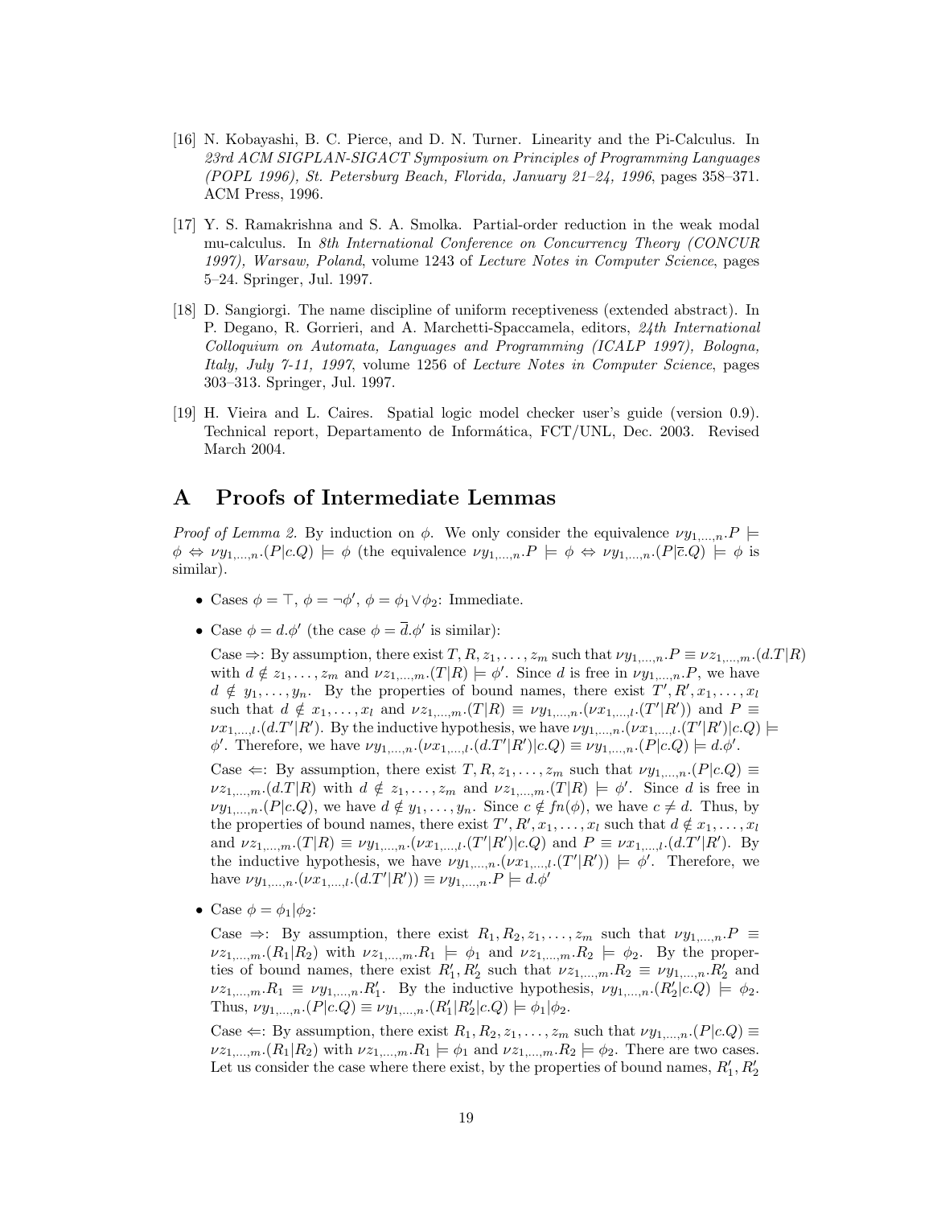[16] N. Kobayashi, B. C. Pierce, and D. N. Turner. Linearity and the Pi-Calculus. In *23rd ACM SIGPLAN-SIGACT Symposium on Principles of Programming Languages (POPL 1996), St. Petersburg Beach, Florida, January 21–24, 1996*, pages 358–371. ACM Press, 1996.

[17] Y. S. Ramakrishna and S. A. Smolka. Partial-order reduction in the weak modal mu-calculus. In *8th International Conference on Concurrency Theory (CONCUR 1997), Warsaw, Poland*, volume 1243 of *Lecture Notes in Computer Science*, pages 5–24. Springer, Jul. 1997.

[18] D. Sangiorgi. The name discipline of uniform receptiveness (extended abstract). In P. Degano, R. Gorrieri, and A. Marchetti-Spaccamela, editors, *24th International Colloquium on Automata, Languages and Programming (ICALP 1997), Bologna, Italy, July 7-11, 1997*, volume 1256 of *Lecture Notes in Computer Science*, pages 303–313. Springer, Jul. 1997.

[19] H. Vieira and L. Caires. Spatial logic model checker user's guide (version 0.9). Technical report, Departamento de Informática, FCT/UNL, Dec. 2003. Revised March 2004.

# A Proofs of Intermediate Lemmas

*Proof of Lemma 2.* By induction on $\phi$. We only consider the equivalence $\nu y_{1,\dots,n}.P \models \phi \Leftrightarrow \nu y_{1,\dots,n}.(P|c.Q) \models \phi$ (the equivalence $\nu y_{1,\dots,n}.P \models \phi \Leftrightarrow \nu y_{1,\dots,n}.(P|\overline{c}.Q) \models \phi$ is similar).

- Cases $\phi = \top$, $\phi = \neg\phi'$, $\phi = \phi_1 \vee \phi_2$: Immediate.

- Case $\phi = d.\phi'$ (the case $\phi = \overline{d}.\phi'$ is similar):

  Case $\Rightarrow$: By assumption, there exist $T, R, z_1, \dots, z_m$ such that $\nu y_{1,\dots,n}.P \equiv \nu z_{1,\dots,m}.(d.T|R)$ with $d \notin z_1, \dots, z_m$ and $\nu z_{1,\dots,m}.(T|R) \models \phi'$. Since $d$ is free in $\nu y_{1,\dots,n}.P$, we have $d \notin y_1, \dots, y_n$. By the properties of bound names, there exist $T', R', x_1, \dots, x_l$ such that $d \notin x_1, \dots, x_l$ and $\nu z_{1,\dots,m}.(T|R) \equiv \nu y_{1,\dots,n}.(\nu x_{1,\dots,l}.(T'|R'))$ and $P \equiv \nu x_{1,\dots,l}.(d.T'|R')$. By the inductive hypothesis, we have $\nu y_{1,\dots,n}.(\nu x_{1,\dots,l}.(T'|R')|c.Q) \models \phi'$. Therefore, we have $\nu y_{1,\dots,n}.(\nu x_{1,\dots,l}.(d.T'|R')|c.Q) \equiv \nu y_{1,\dots,n}.(P|c.Q) \models d.\phi'$.

  Case $\Leftarrow$: By assumption, there exist $T, R, z_1, \dots, z_m$ such that $\nu y_{1,\dots,n}.(P|c.Q) \equiv \nu z_{1,\dots,m}.(d.T|R)$ with $d \notin z_1, \dots, z_m$ and $\nu z_{1,\dots,m}.(T|R) \models \phi'$. Since $d$ is free in $\nu y_{1,\dots,n}.(P|c.Q)$, we have $d \notin y_1, \dots, y_n$. Since $c \notin fn(\phi)$, we have $c \neq d$. Thus, by the properties of bound names, there exist $T', R', x_1, \dots, x_l$ such that $d \notin x_1, \dots, x_l$ and $\nu z_{1,\dots,m}.(T|R) \equiv \nu y_{1,\dots,n}.(\nu x_{1,\dots,l}.(T'|R')|c.Q)$ and $P \equiv \nu x_{1,\dots,l}.(d.T'|R')$. By the inductive hypothesis, we have $\nu y_{1,\dots,n}.(\nu x_{1,\dots,l}.(T'|R')) \models \phi'$. Therefore, we have $\nu y_{1,\dots,n}.(\nu x_{1,\dots,l}.(d.T'|R')) \equiv \nu y_{1,\dots,n}.P \models d.\phi'$

- Case $\phi = \phi_1|\phi_2$:

  Case $\Rightarrow$: By assumption, there exist $R_1, R_2, z_1, \dots, z_m$ such that $\nu y_{1,\dots,n}.P \equiv \nu z_{1,\dots,m}.(R_1|R_2)$ with $\nu z_{1,\dots,m}.R_1 \models \phi_1$ and $\nu z_{1,\dots,m}.R_2 \models \phi_2$. By the properties of bound names, there exist $R_1', R_2'$ such that $\nu z_{1,\dots,m}.R_2 \equiv \nu y_{1,\dots,n}.R_2'$ and $\nu z_{1,\dots,m}.R_1 \equiv \nu y_{1,\dots,n}.R_1'$. By the inductive hypothesis, $\nu y_{1,\dots,n}.(R_2'|c.Q) \models \phi_2$. Thus, $\nu y_{1,\dots,n}.(P|c.Q) \equiv \nu y_{1,\dots,n}.(R_1'|R_2'|c.Q) \models \phi_1|\phi_2$.

  Case $\Leftarrow$: By assumption, there exist $R_1, R_2, z_1, \dots, z_m$ such that $\nu y_{1,\dots,n}.(P|c.Q) \equiv \nu z_{1,\dots,m}.(R_1|R_2)$ with $\nu z_{1,\dots,m}.R_1 \models \phi_1$ and $\nu z_{1,\dots,m}.R_2 \models \phi_2$. There are two cases. Let us consider the case where there exist, by the properties of bound names, $R_1', R_2'$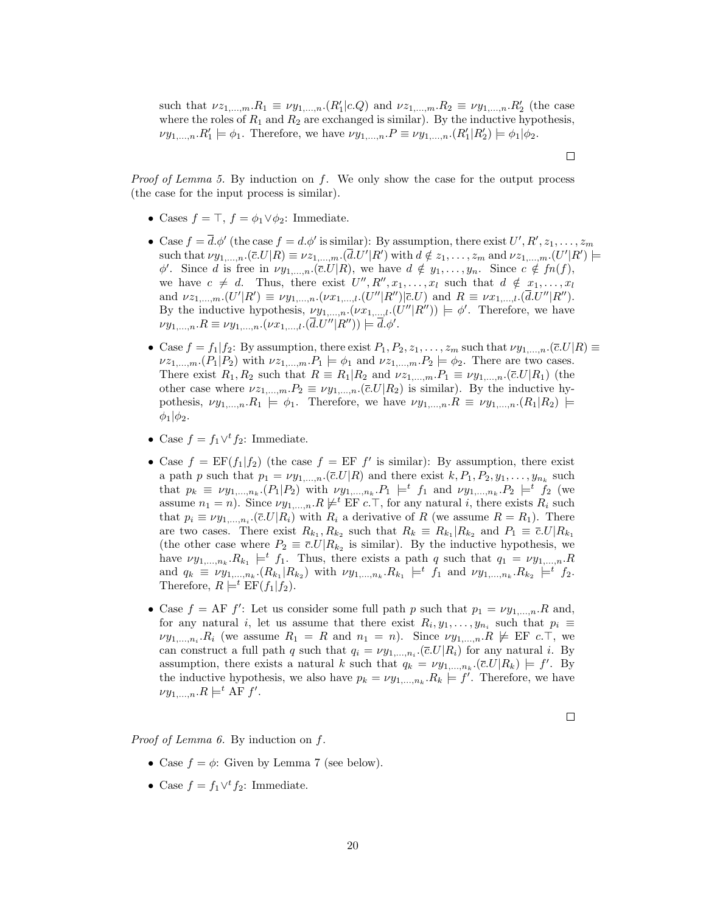such that $\nu z_{1,\ldots,m}.R_1 \equiv \nu y_{1,\ldots,n}.(R'_1|c.Q)$ and $\nu z_{1,\ldots,m}.R_2 \equiv \nu y_{1,\ldots,n}.R'_2$ (the case where the roles of $R_1$ and $R_2$ are exchanged is similar). By the inductive hypothesis, $\nu y_{1,\ldots,n}.R'_1 \models \phi_1$. Therefore, we have $\nu y_{1,\ldots,n}.P \equiv \nu y_{1,\ldots,n}.(R'_1|R'_2) \models \phi_1|\phi_2$.

□

*Proof of Lemma 5.* By induction on $f$. We only show the case for the output process (the case for the input process is similar).

- Cases $f = \top$, $f = \phi_1 \vee \phi_2$: Immediate.
- Case $f = \overline{d}.\phi'$ (the case $f = d.\phi'$ is similar): By assumption, there exist $U', R', z_1, \ldots, z_m$ such that $\nu y_{1,\ldots,n}.(\overline{c}.U|R) \equiv \nu z_{1,\ldots,m}.(\overline{d}.U'|R')$ with $d \notin z_1, \ldots, z_m$ and $\nu z_{1,\ldots,m}.(U'|R') \models \phi'$. Since $d$ is free in $\nu y_{1,\ldots,n}.(\overline{c}.U|R)$, we have $d \notin y_1, \ldots, y_n$. Since $c \notin fn(f)$, we have $c \neq d$. Thus, there exist $U'', R'', x_1, \ldots, x_l$ such that $d \notin x_1, \ldots, x_l$ and $\nu z_{1,\ldots,m}.(U'|R') \equiv \nu y_{1,\ldots,n}.(\nu x_{1,\ldots,l}.(U''|R'')|\overline{c}.U)$ and $R \equiv \nu x_{1,\ldots,l}.(\overline{d}.U''|R'')$. By the inductive hypothesis, $\nu y_{1,\ldots,n}.(\nu x_{1,\ldots,l}.(U''|R'')) \models \phi'$. Therefore, we have $\nu y_{1,\ldots,n}.R \equiv \nu y_{1,\ldots,n}.(\nu x_{1,\ldots,l}.(\overline{d}.U''|R'')) \models \overline{d}.\phi'$.
- Case $f = f_1|f_2$: By assumption, there exist $P_1, P_2, z_1, \ldots, z_m$ such that $\nu y_{1,\ldots,n}.(\overline{c}.U|R) \equiv \nu z_{1,\ldots,m}.(P_1|P_2)$ with $\nu z_{1,\ldots,m}.P_1 \models \phi_1$ and $\nu z_{1,\ldots,m}.P_2 \models \phi_2$. There are two cases. There exist $R_1, R_2$ such that $R \equiv R_1|R_2$ and $\nu z_{1,\ldots,m}.P_1 \equiv \nu y_{1,\ldots,n}.(\overline{c}.U|R_1)$ (the other case where $\nu z_{1,\ldots,m}.P_2 \equiv \nu y_{1,\ldots,n}.(\overline{c}.U|R_2)$ is similar). By the inductive hypothesis, $\nu y_{1,\ldots,n}.R_1 \models \phi_1$. Therefore, we have $\nu y_{1,\ldots,n}.R \equiv \nu y_{1,\ldots,n}.(R_1|R_2) \models \phi_1|\phi_2$.
- Case $f = f_1 \vee^t f_2$: Immediate.
- Case $f = \mathrm{EF}(f_1|f_2)$ (the case $f = \mathrm{EF}\ f'$ is similar): By assumption, there exist a path $p$ such that $p_1 = \nu y_{1,\ldots,n}.(\overline{c}.U|R)$ and there exist $k, P_1, P_2, y_1, \ldots, y_{n_k}$ such that $p_k \equiv \nu y_{1,\ldots,n_k}.(P_1|P_2)$ with $\nu y_{1,\ldots,n_k}.P_1 \models^t f_1$ and $\nu y_{1,\ldots,n_k}.P_2 \models^t f_2$ (we assume $n_1 = n$). Since $\nu y_{1,\ldots,n}.R \not\models^t \mathrm{EF}\ c.\top$, for any natural $i$, there exists $R_i$ such that $p_i \equiv \nu y_{1,\ldots,n_i}.(\overline{c}.U|R_i)$ with $R_i$ a derivative of $R$ (we assume $R = R_1$). There are two cases. There exist $R_{k_1}, R_{k_2}$ such that $R_k \equiv R_{k_1}|R_{k_2}$ and $P_1 \equiv \overline{c}.U|R_{k_1}$ (the other case where $P_2 \equiv \overline{c}.U|R_{k_2}$ is similar). By the inductive hypothesis, we have $\nu y_{1,\ldots,n_k}.R_{k_1} \models^t f_1$. Thus, there exists a path $q$ such that $q_1 = \nu y_{1,\ldots,n}.R$ and $q_k \equiv \nu y_{1,\ldots,n_k}.(R_{k_1}|R_{k_2})$ with $\nu y_{1,\ldots,n_k}.R_{k_1} \models^t f_1$ and $\nu y_{1,\ldots,n_k}.R_{k_2} \models^t f_2$. Therefore, $R \models^t \mathrm{EF}(f_1|f_2)$.
- Case $f = \mathrm{AF}\ f'$: Let us consider some full path $p$ such that $p_1 = \nu y_{1,\ldots,n}.R$ and, for any natural $i$, let us assume that there exist $R_i, y_1, \ldots, y_{n_i}$ such that $p_i \equiv \nu y_{1,\ldots,n_i}.R_i$ (we assume $R_1 = R$ and $n_1 = n$). Since $\nu y_{1,\ldots,n}.R \not\models \mathrm{EF}\ c.\top$, we can construct a full path $q$ such that $q_i = \nu y_{1,\ldots,n_i}.(\overline{c}.U|R_i)$ for any natural $i$. By assumption, there exists a natural $k$ such that $q_k = \nu y_{1,\ldots,n_k}.(\overline{c}.U|R_k) \models f'$. By the inductive hypothesis, we also have $p_k = \nu y_{1,\ldots,n_k}.R_k \models f'$. Therefore, we have $\nu y_{1,\ldots,n}.R \models^t \mathrm{AF}\ f'$.

□

*Proof of Lemma 6.* By induction on $f$.

- Case $f = \phi$: Given by Lemma 7 (see below).
- Case $f = f_1 \vee^t f_2$: Immediate.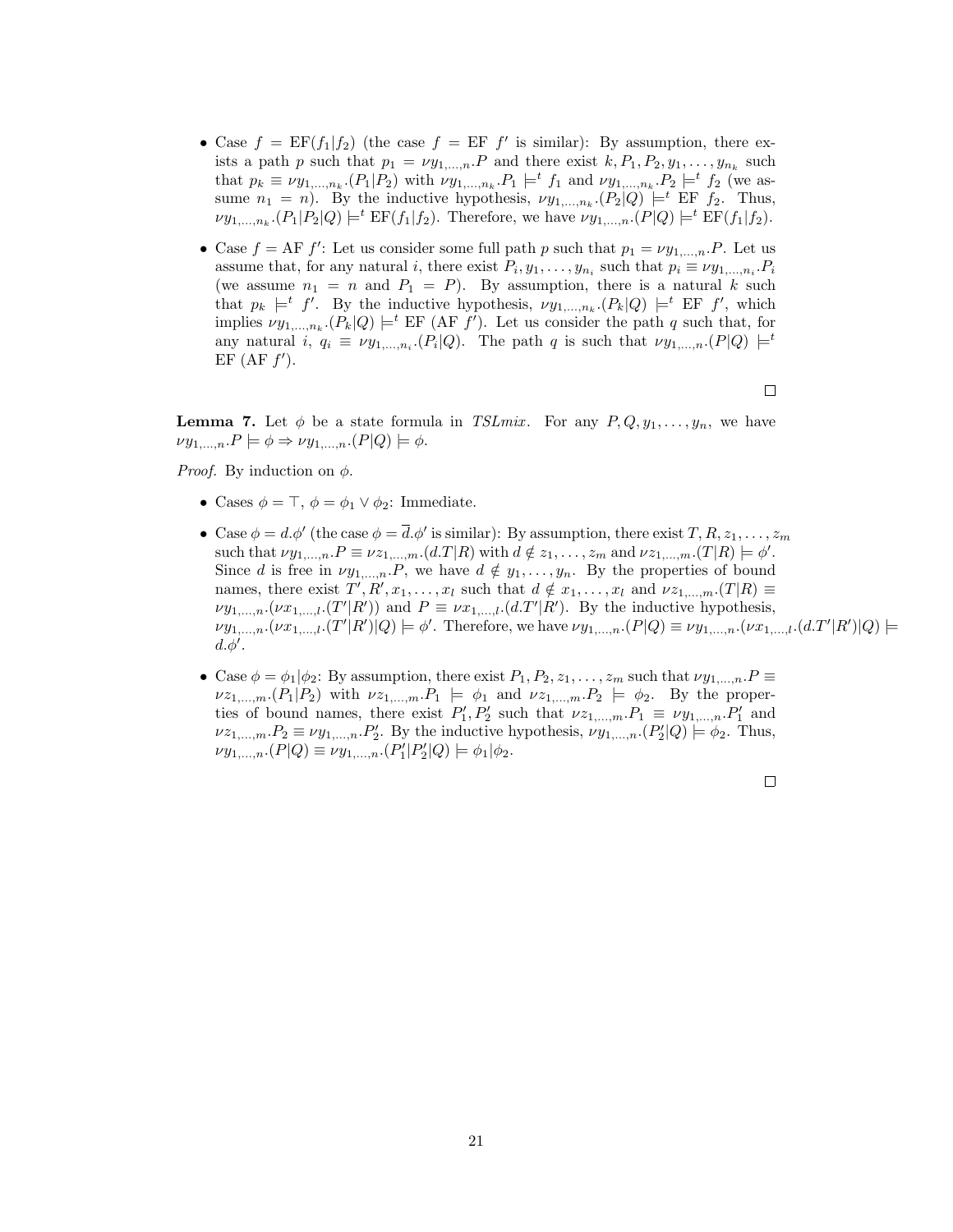- Case $f = \text{EF}(f_1|f_2)$ (the case $f = \text{EF } f'$ is similar): By assumption, there exists a path $p$ such that $p_1 = \nu y_{1,\ldots,n}.P$ and there exist $k, P_1, P_2, y_1, \ldots, y_{n_k}$ such that $p_k \equiv \nu y_{1,\ldots,n_k}.(P_1|P_2)$ with $\nu y_{1,\ldots,n_k}.P_1 \models^t f_1$ and $\nu y_{1,\ldots,n_k}.P_2 \models^t f_2$ (we assume $n_1 = n$). By the inductive hypothesis, $\nu y_{1,\ldots,n_k}.(P_2|Q) \models^t \text{EF } f_2$. Thus, $\nu y_{1,\ldots,n_k}.(P_1|P_2|Q) \models^t \text{EF}(f_1|f_2)$. Therefore, we have $\nu y_{1,\ldots,n}.(P|Q) \models^t \text{EF}(f_1|f_2)$.

- Case $f = \text{AF } f'$: Let us consider some full path $p$ such that $p_1 = \nu y_{1,\ldots,n}.P$. Let us assume that, for any natural $i$, there exist $P_i, y_1, \ldots, y_{n_i}$ such that $p_i \equiv \nu y_{1,\ldots,n_i}.P_i$ (we assume $n_1 = n$ and $P_1 = P$). By assumption, there is a natural $k$ such that $p_k \models^t f'$. By the inductive hypothesis, $\nu y_{1,\ldots,n_k}.(P_k|Q) \models^t \text{EF } f'$, which implies $\nu y_{1,\ldots,n_k}.(P_k|Q) \models^t \text{EF (AF } f')$. Let us consider the path $q$ such that, for any natural $i$, $q_i \equiv \nu y_{1,\ldots,n_i}.(P_i|Q)$. The path $q$ is such that $\nu y_{1,\ldots,n}.(P|Q) \models^t \text{EF (AF } f')$.

$\square$

**Lemma 7.** Let $\phi$ be a state formula in *TSLmix*. For any $P, Q, y_1, \ldots, y_n$, we have $\nu y_{1,\ldots,n}.P \models \phi \Rightarrow \nu y_{1,\ldots,n}.(P|Q) \models \phi$.

*Proof.* By induction on $\phi$.

- Cases $\phi = \top$, $\phi = \phi_1 \vee \phi_2$: Immediate.

- Case $\phi = d.\phi'$ (the case $\phi = \overline{d}.\phi'$ is similar): By assumption, there exist $T, R, z_1, \ldots, z_m$ such that $\nu y_{1,\ldots,n}.P \equiv \nu z_{1,\ldots,m}.(d.T|R)$ with $d \notin z_1, \ldots, z_m$ and $\nu z_{1,\ldots,m}.(T|R) \models \phi'$. Since $d$ is free in $\nu y_{1,\ldots,n}.P$, we have $d \notin y_1, \ldots, y_n$. By the properties of bound names, there exist $T', R', x_1, \ldots, x_l$ such that $d \notin x_1, \ldots, x_l$ and $\nu z_{1,\ldots,m}.(T|R) \equiv \nu y_{1,\ldots,n}.(\nu x_{1,\ldots,l}.(T'|R'))$ and $P \equiv \nu x_{1,\ldots,l}.(d.T'|R')$. By the inductive hypothesis, $\nu y_{1,\ldots,n}.(\nu x_{1,\ldots,l}.(T'|R')|Q) \models \phi'$. Therefore, we have $\nu y_{1,\ldots,n}.(P|Q) \equiv \nu y_{1,\ldots,n}.(\nu x_{1,\ldots,l}.(d.T'|R')|Q) \models d.\phi'$.

- Case $\phi = \phi_1|\phi_2$: By assumption, there exist $P_1, P_2, z_1, \ldots, z_m$ such that $\nu y_{1,\ldots,n}.P \equiv \nu z_{1,\ldots,m}.(P_1|P_2)$ with $\nu z_{1,\ldots,m}.P_1 \models \phi_1$ and $\nu z_{1,\ldots,m}.P_2 \models \phi_2$. By the properties of bound names, there exist $P_1', P_2'$ such that $\nu z_{1,\ldots,m}.P_1 \equiv \nu y_{1,\ldots,n}.P_1'$ and $\nu z_{1,\ldots,m}.P_2 \equiv \nu y_{1,\ldots,n}.P_2'$. By the inductive hypothesis, $\nu y_{1,\ldots,n}.(P_2'|Q) \models \phi_2$. Thus, $\nu y_{1,\ldots,n}.(P|Q) \equiv \nu y_{1,\ldots,n}.(P_1'|P_2'|Q) \models \phi_1|\phi_2$.

$\square$